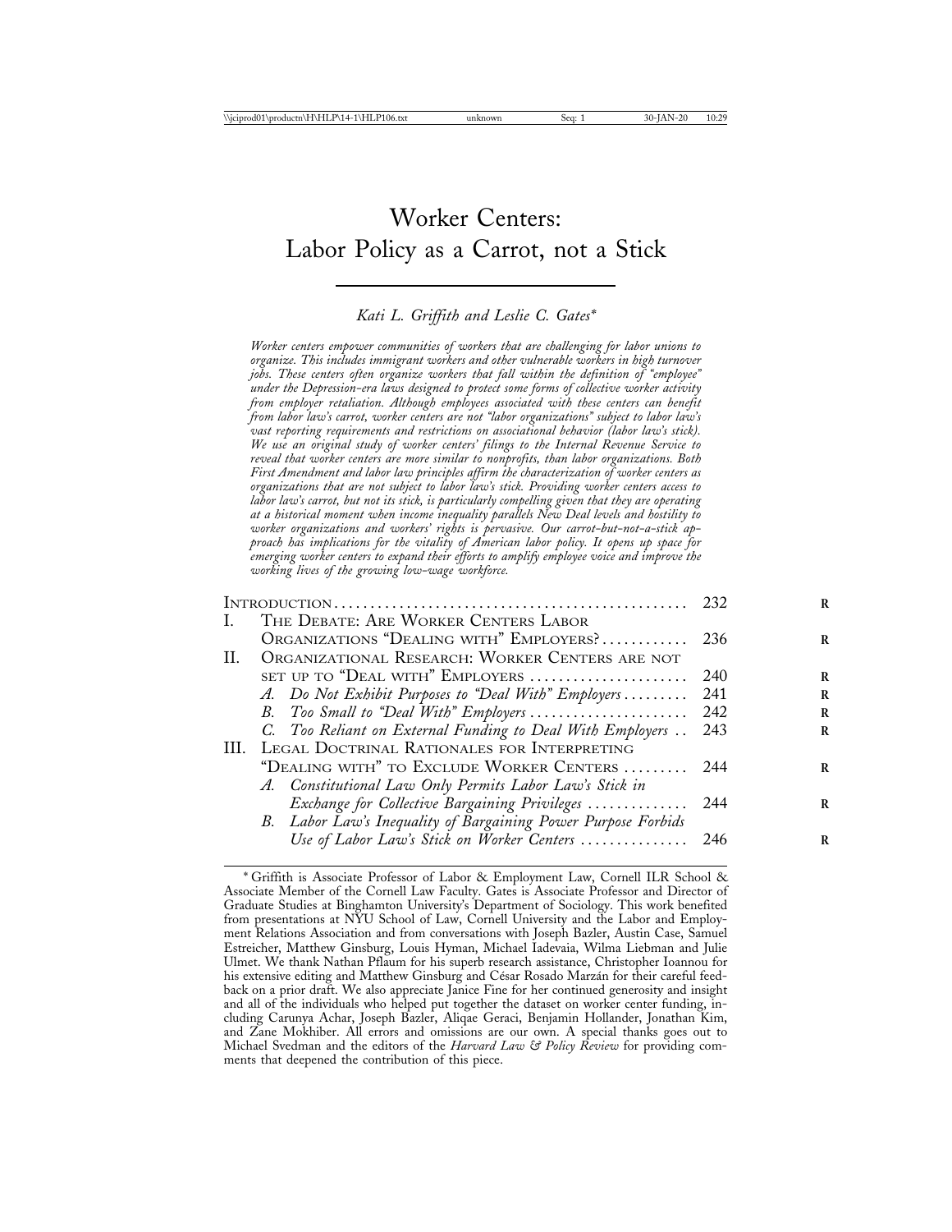# Worker Centers: Labor Policy as a Carrot, not a Stick

*Kati L. Griffith and Leslie C. Gates**

*Worker centers empower communities of workers that are challenging for labor unions to organize. This includes immigrant workers and other vulnerable workers in high turnover jobs. These centers often organize workers that fall within the definition of "employee" under the Depression-era laws designed to protect some forms of collective worker activity from employer retaliation. Although employees associated with these centers can benefit from labor law's carrot, worker centers are not "labor organizations" subject to labor law's vast reporting requirements and restrictions on associational behavior (labor law's stick). We use an original study of worker centers' filings to the Internal Revenue Service to reveal that worker centers are more similar to nonprofits, than labor organizations. Both First Amendment and labor law principles affirm the characterization of worker centers as organizations that are not subject to labor law's stick. Providing worker centers access to labor law's carrot, but not its stick, is particularly compelling given that they are operating at a historical moment when income inequality parallels New Deal levels and hostility to worker organizations and workers' rights is pervasive. Our carrot-but-not-a-stick approach has implications for the vitality of American labor policy. It opens up space for emerging worker centers to expand their efforts to amplify employee voice and improve the working lives of the growing low-wage workforce.*

| | | |
|---|---|---|
| INTRODUCTION | | 232 |
| I. | THE DEBATE: ARE WORKER CENTERS LABOR ORGANIZATIONS "DEALING WITH" EMPLOYERS? | 236 |
| II. | ORGANIZATIONAL RESEARCH: WORKER CENTERS ARE NOT SET UP TO "DEAL WITH" EMPLOYERS | 240 |
| | *A. Do Not Exhibit Purposes to "Deal With" Employers* | 241 |
| | *B. Too Small to "Deal With" Employers* | 242 |
| | *C. Too Reliant on External Funding to Deal With Employers* | 243 |
| III. | LEGAL DOCTRINAL RATIONALES FOR INTERPRETING "DEALING WITH" TO EXCLUDE WORKER CENTERS | 244 |
| | *A. Constitutional Law Only Permits Labor Law's Stick in Exchange for Collective Bargaining Privileges* | 244 |
| | *B. Labor Law's Inequality of Bargaining Power Purpose Forbids Use of Labor Law's Stick on Worker Centers* | 246 |

\* Griffith is Associate Professor of Labor & Employment Law, Cornell ILR School & Associate Member of the Cornell Law Faculty. Gates is Associate Professor and Director of Graduate Studies at Binghamton University's Department of Sociology. This work benefited from presentations at NYU School of Law, Cornell University and the Labor and Employment Relations Association and from conversations with Joseph Bazler, Austin Case, Samuel Estreicher, Matthew Ginsburg, Louis Hyman, Michael Iadevaia, Wilma Liebman and Julie Ulmet. We thank Nathan Pflaum for his superb research assistance, Christopher Ioannou for his extensive editing and Matthew Ginsburg and César Rosado Marzán for their careful feedback on a prior draft. We also appreciate Janice Fine for her continued generosity and insight and all of the individuals who helped put together the dataset on worker center funding, including Carunya Achar, Joseph Bazler, Aliqae Geraci, Benjamin Hollander, Jonathan Kim, and Zane Mokhiber. All errors and omissions are our own. A special thanks goes out to Michael Svedman and the editors of the *Harvard Law & Policy Review* for providing comments that deepened the contribution of this piece.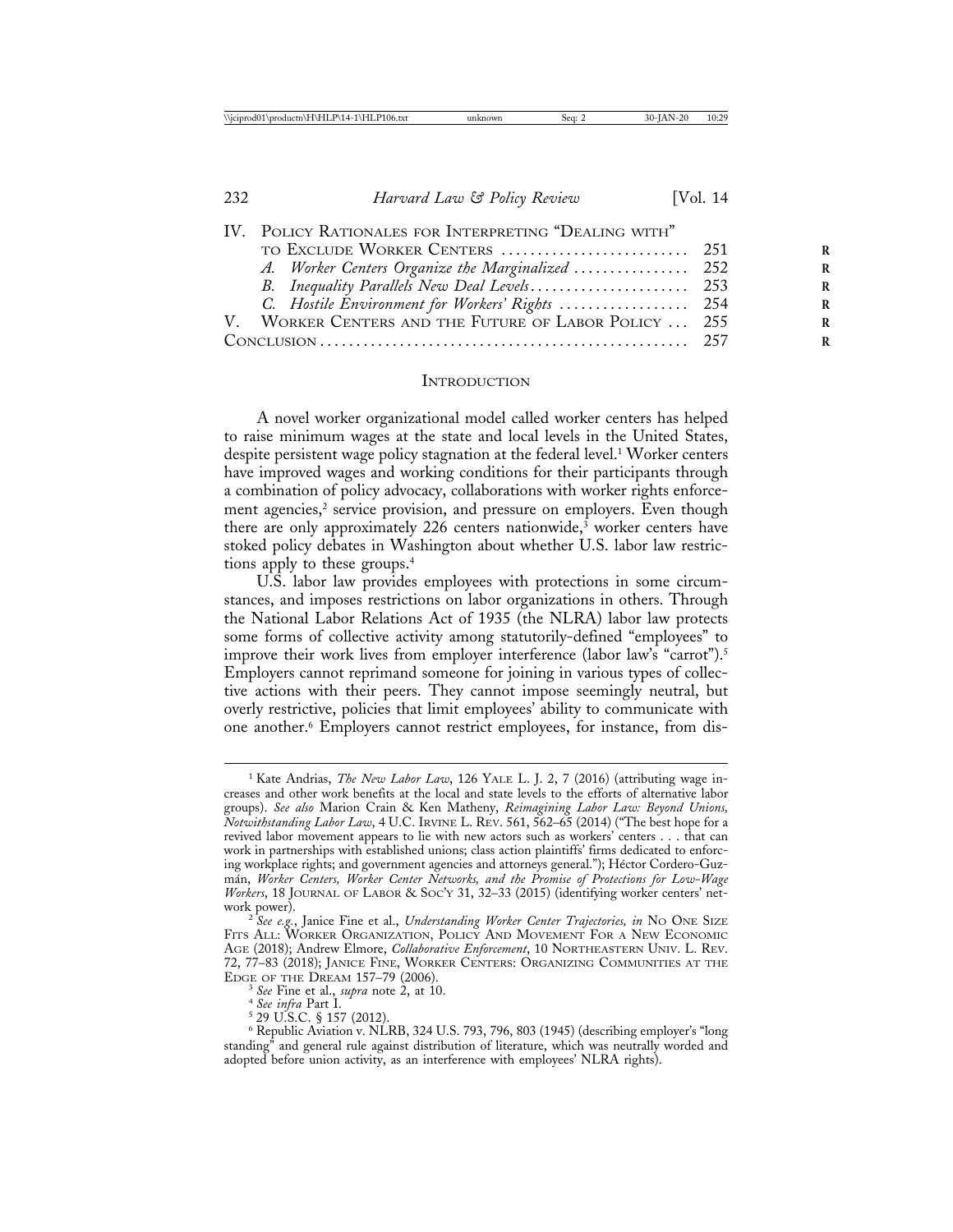IV. Policy Rationales for Interpreting "Dealing with" to Exclude Worker Centers ..... 251
  A. *Worker Centers Organize the Marginalized* ..... 252
  B. *Inequality Parallels New Deal Levels* ..... 253
  C. *Hostile Environment for Workers' Rights* ..... 254
V. Worker Centers and the Future of Labor Policy ..... 255
Conclusion ..... 257

## Introduction

A novel worker organizational model called worker centers has helped to raise minimum wages at the state and local levels in the United States, despite persistent wage policy stagnation at the federal level.[1] Worker centers have improved wages and working conditions for their participants through a combination of policy advocacy, collaborations with worker rights enforcement agencies,[2] service provision, and pressure on employers. Even though there are only approximately 226 centers nationwide,[3] worker centers have stoked policy debates in Washington about whether U.S. labor law restrictions apply to these groups.[4]

U.S. labor law provides employees with protections in some circumstances, and imposes restrictions on labor organizations in others. Through the National Labor Relations Act of 1935 (the NLRA) labor law protects some forms of collective activity among statutorily-defined "employees" to improve their work lives from employer interference (labor law's "carrot").[5] Employers cannot reprimand someone for joining in various types of collective actions with their peers. They cannot impose seemingly neutral, but overly restrictive, policies that limit employees' ability to communicate with one another.[6] Employers cannot restrict employees, for instance, from dis-

---

[1] Kate Andrias, *The New Labor Law*, 126 Yale L. J. 2, 7 (2016) (attributing wage increases and other work benefits at the local and state levels to the efforts of alternative labor groups). *See also* Marion Crain & Ken Matheny, *Reimagining Labor Law: Beyond Unions, Notwithstanding Labor Law*, 4 U.C. Irvine L. Rev. 561, 562–65 (2014) ("The best hope for a revived labor movement appears to lie with new actors such as workers' centers . . . that can work in partnerships with established unions; class action plaintiffs' firms dedicated to enforcing workplace rights; and government agencies and attorneys general."); Héctor Cordero-Guzmán, *Worker Centers, Worker Center Networks, and the Promise of Protections for Low-Wage Workers*, 18 Journal of Labor & Soc'y 31, 32–33 (2015) (identifying worker centers' network power).

[2] *See e.g.*, Janice Fine et al., *Understanding Worker Center Trajectories, in* No One Size Fits All: Worker Organization, Policy And Movement For a New Economic Age (2018); Andrew Elmore, *Collaborative Enforcement*, 10 Northeastern Univ. L. Rev. 72, 77–83 (2018); Janice Fine, Worker Centers: Organizing Communities at the Edge of the Dream 157–79 (2006).

[3] *See* Fine et al., *supra* note 2, at 10.

[4] *See infra* Part I.

[5] 29 U.S.C. § 157 (2012).

[6] Republic Aviation v. NLRB, 324 U.S. 793, 796, 803 (1945) (describing employer's "long standing" and general rule against distribution of literature, which was neutrally worded and adopted before union activity, as an interference with employees' NLRA rights).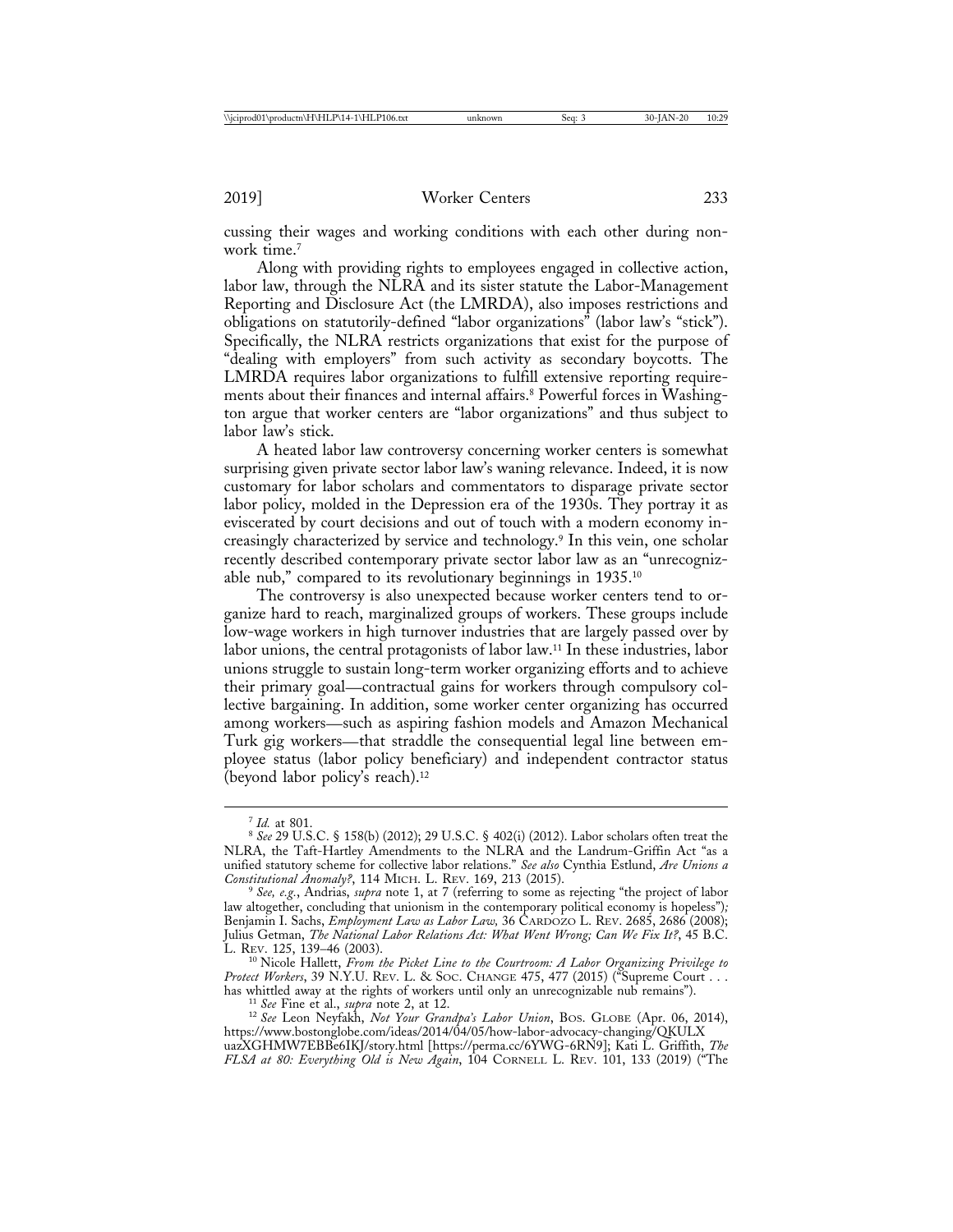cussing their wages and working conditions with each other during non-work time.[7]

Along with providing rights to employees engaged in collective action, labor law, through the NLRA and its sister statute the Labor-Management Reporting and Disclosure Act (the LMRDA), also imposes restrictions and obligations on statutorily-defined "labor organizations" (labor law's "stick"). Specifically, the NLRA restricts organizations that exist for the purpose of "dealing with employers" from such activity as secondary boycotts. The LMRDA requires labor organizations to fulfill extensive reporting requirements about their finances and internal affairs.[8] Powerful forces in Washington argue that worker centers are "labor organizations" and thus subject to labor law's stick.

A heated labor law controversy concerning worker centers is somewhat surprising given private sector labor law's waning relevance. Indeed, it is now customary for labor scholars and commentators to disparage private sector labor policy, molded in the Depression era of the 1930s. They portray it as eviscerated by court decisions and out of touch with a modern economy increasingly characterized by service and technology.[9] In this vein, one scholar recently described contemporary private sector labor law as an "unrecognizable nub," compared to its revolutionary beginnings in 1935.[10]

The controversy is also unexpected because worker centers tend to organize hard to reach, marginalized groups of workers. These groups include low-wage workers in high turnover industries that are largely passed over by labor unions, the central protagonists of labor law.[11] In these industries, labor unions struggle to sustain long-term worker organizing efforts and to achieve their primary goal—contractual gains for workers through compulsory collective bargaining. In addition, some worker center organizing has occurred among workers—such as aspiring fashion models and Amazon Mechanical Turk gig workers—that straddle the consequential legal line between employee status (labor policy beneficiary) and independent contractor status (beyond labor policy's reach).[12]

---

[7] *Id.* at 801.

[8] *See* 29 U.S.C. § 158(b) (2012); 29 U.S.C. § 402(i) (2012). Labor scholars often treat the NLRA, the Taft-Hartley Amendments to the NLRA and the Landrum-Griffin Act "as a unified statutory scheme for collective labor relations." *See also* Cynthia Estlund, *Are Unions a Constitutional Anomaly?*, 114 MICH. L. REV. 169, 213 (2015).

[9] *See, e.g.*, Andrias, *supra* note 1, at 7 (referring to some as rejecting "the project of labor law altogether, concluding that unionism in the contemporary political economy is hopeless"); Benjamin I. Sachs, *Employment Law as Labor Law*, 36 CARDOZO L. REV. 2685, 2686 (2008); Julius Getman, *The National Labor Relations Act: What Went Wrong; Can We Fix It?*, 45 B.C. L. REV. 125, 139–46 (2003).

[10] Nicole Hallett, *From the Picket Line to the Courtroom: A Labor Organizing Privilege to Protect Workers*, 39 N.Y.U. REV. L. & SOC. CHANGE 475, 477 (2015) ("Supreme Court . . . has whittled away at the rights of workers until only an unrecognizable nub remains").

[11] *See* Fine et al., *supra* note 2, at 12.

[12] *See* Leon Neyfakh, *Not Your Grandpa's Labor Union*, BOS. GLOBE (Apr. 06, 2014), https://www.bostonglobe.com/ideas/2014/04/05/how-labor-advocacy-changing/QKULXuazXGHMW7EBBe6IKJ/story.html [https://perma.cc/6YWG-6RN9]; Kati L. Griffith, *The FLSA at 80: Everything Old is New Again*, 104 CORNELL L. REV. 101, 133 (2019) ("The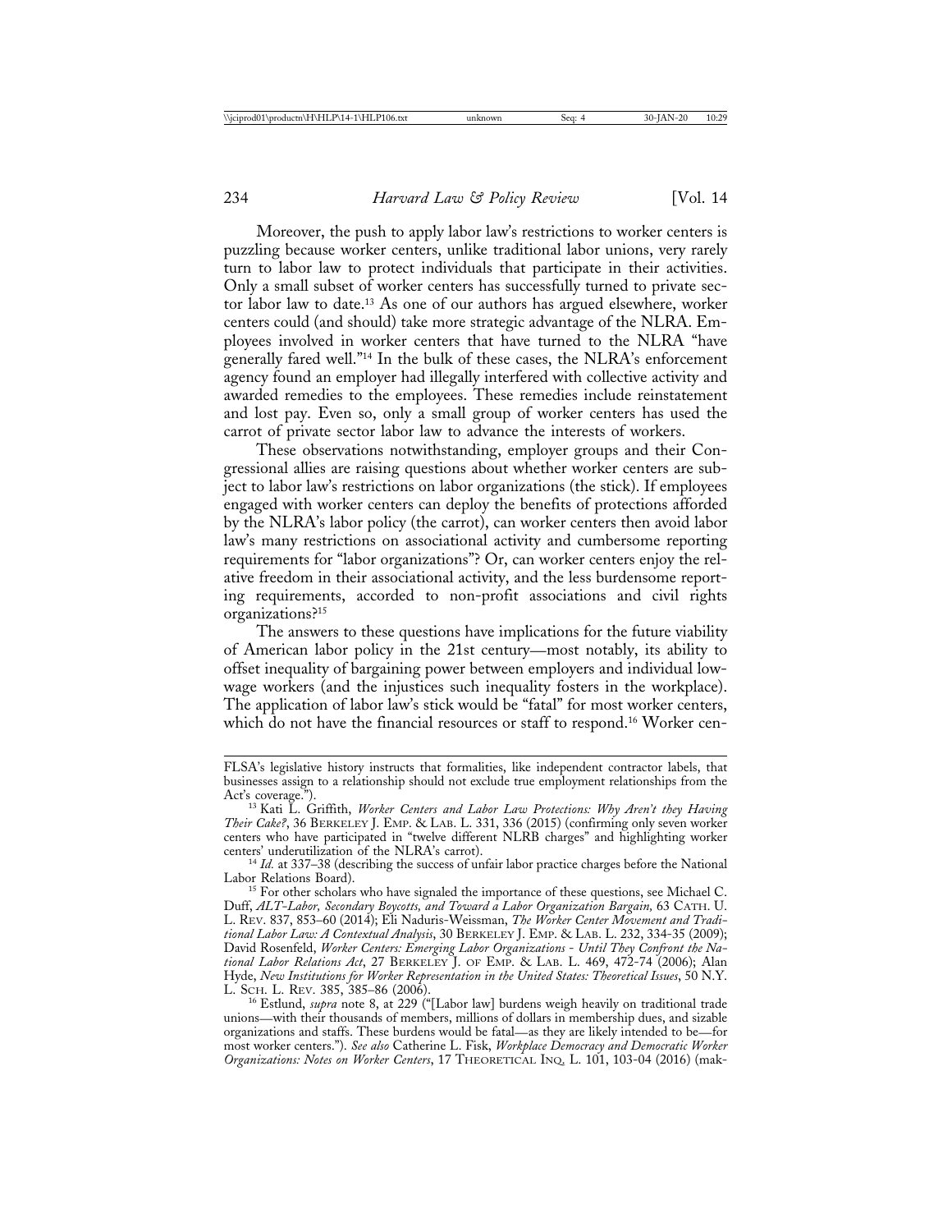Moreover, the push to apply labor law's restrictions to worker centers is puzzling because worker centers, unlike traditional labor unions, very rarely turn to labor law to protect individuals that participate in their activities. Only a small subset of worker centers has successfully turned to private sector labor law to date.[13] As one of our authors has argued elsewhere, worker centers could (and should) take more strategic advantage of the NLRA. Employees involved in worker centers that have turned to the NLRA "have generally fared well."[14] In the bulk of these cases, the NLRA's enforcement agency found an employer had illegally interfered with collective activity and awarded remedies to the employees. These remedies include reinstatement and lost pay. Even so, only a small group of worker centers has used the carrot of private sector labor law to advance the interests of workers.

These observations notwithstanding, employer groups and their Congressional allies are raising questions about whether worker centers are subject to labor law's restrictions on labor organizations (the stick). If employees engaged with worker centers can deploy the benefits of protections afforded by the NLRA's labor policy (the carrot), can worker centers then avoid labor law's many restrictions on associational activity and cumbersome reporting requirements for "labor organizations"? Or, can worker centers enjoy the relative freedom in their associational activity, and the less burdensome reporting requirements, accorded to non-profit associations and civil rights organizations?[15]

The answers to these questions have implications for the future viability of American labor policy in the 21st century—most notably, its ability to offset inequality of bargaining power between employers and individual low-wage workers (and the injustices such inequality fosters in the workplace). The application of labor law's stick would be "fatal" for most worker centers, which do not have the financial resources or staff to respond.[16] Worker cen-

---

FLSA's legislative history instructs that formalities, like independent contractor labels, that businesses assign to a relationship should not exclude true employment relationships from the Act's coverage.").

[13] Kati L. Griffith, *Worker Centers and Labor Law Protections: Why Aren't they Having Their Cake?*, 36 BERKELEY J. EMP. & LAB. L. 331, 336 (2015) (confirming only seven worker centers who have participated in "twelve different NLRB charges" and highlighting worker centers' underutilization of the NLRA's carrot).

[14] *Id.* at 337–38 (describing the success of unfair labor practice charges before the National Labor Relations Board).

[15] For other scholars who have signaled the importance of these questions, see Michael C. Duff, *ALT-Labor, Secondary Boycotts, and Toward a Labor Organization Bargain,* 63 CATH. U. L. REV. 837, 853–60 (2014); Eli Naduris-Weissman, *The Worker Center Movement and Traditional Labor Law: A Contextual Analysis*, 30 BERKELEY J. EMP. & LAB. L. 232, 334-35 (2009); David Rosenfeld, *Worker Centers: Emerging Labor Organizations - Until They Confront the National Labor Relations Act*, 27 BERKELEY J. OF EMP. & LAB. L. 469, 472-74 (2006); Alan Hyde, *New Institutions for Worker Representation in the United States: Theoretical Issues*, 50 N.Y. L. SCH. L. REV. 385, 385–86 (2006).

[16] Estlund, *supra* note 8, at 229 ("[Labor law] burdens weigh heavily on traditional trade unions—with their thousands of members, millions of dollars in membership dues, and sizable organizations and staffs. These burdens would be fatal—as they are likely intended to be—for most worker centers."). *See also* Catherine L. Fisk, *Workplace Democracy and Democratic Worker Organizations: Notes on Worker Centers*, 17 THEORETICAL INQ. L. 101, 103-04 (2016) (mak-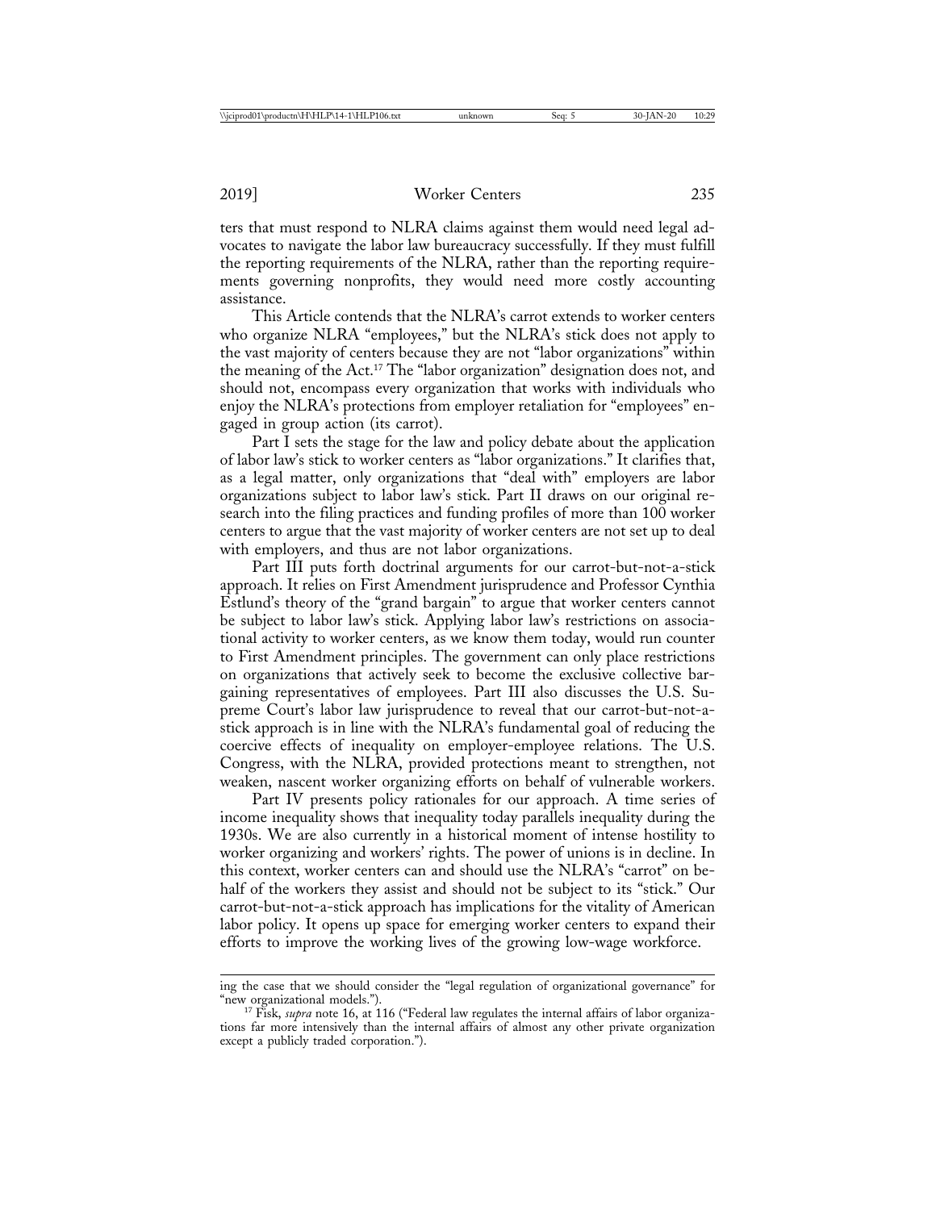ters that must respond to NLRA claims against them would need legal advocates to navigate the labor law bureaucracy successfully. If they must fulfill the reporting requirements of the NLRA, rather than the reporting requirements governing nonprofits, they would need more costly accounting assistance.

This Article contends that the NLRA's carrot extends to worker centers who organize NLRA "employees," but the NLRA's stick does not apply to the vast majority of centers because they are not "labor organizations" within the meaning of the Act.[17] The "labor organization" designation does not, and should not, encompass every organization that works with individuals who enjoy the NLRA's protections from employer retaliation for "employees" engaged in group action (its carrot).

Part I sets the stage for the law and policy debate about the application of labor law's stick to worker centers as "labor organizations." It clarifies that, as a legal matter, only organizations that "deal with" employers are labor organizations subject to labor law's stick. Part II draws on our original research into the filing practices and funding profiles of more than 100 worker centers to argue that the vast majority of worker centers are not set up to deal with employers, and thus are not labor organizations.

Part III puts forth doctrinal arguments for our carrot-but-not-a-stick approach. It relies on First Amendment jurisprudence and Professor Cynthia Estlund's theory of the "grand bargain" to argue that worker centers cannot be subject to labor law's stick. Applying labor law's restrictions on associational activity to worker centers, as we know them today, would run counter to First Amendment principles. The government can only place restrictions on organizations that actively seek to become the exclusive collective bargaining representatives of employees. Part III also discusses the U.S. Supreme Court's labor law jurisprudence to reveal that our carrot-but-not-a-stick approach is in line with the NLRA's fundamental goal of reducing the coercive effects of inequality on employer-employee relations. The U.S. Congress, with the NLRA, provided protections meant to strengthen, not weaken, nascent worker organizing efforts on behalf of vulnerable workers.

Part IV presents policy rationales for our approach. A time series of income inequality shows that inequality today parallels inequality during the 1930s. We are also currently in a historical moment of intense hostility to worker organizing and workers' rights. The power of unions is in decline. In this context, worker centers can and should use the NLRA's "carrot" on behalf of the workers they assist and should not be subject to its "stick." Our carrot-but-not-a-stick approach has implications for the vitality of American labor policy. It opens up space for emerging worker centers to expand their efforts to improve the working lives of the growing low-wage workforce.

---

ing the case that we should consider the "legal regulation of organizational governance" for "new organizational models.").

[17] Fisk, *supra* note 16, at 116 ("Federal law regulates the internal affairs of labor organizations far more intensively than the internal affairs of almost any other private organization except a publicly traded corporation.").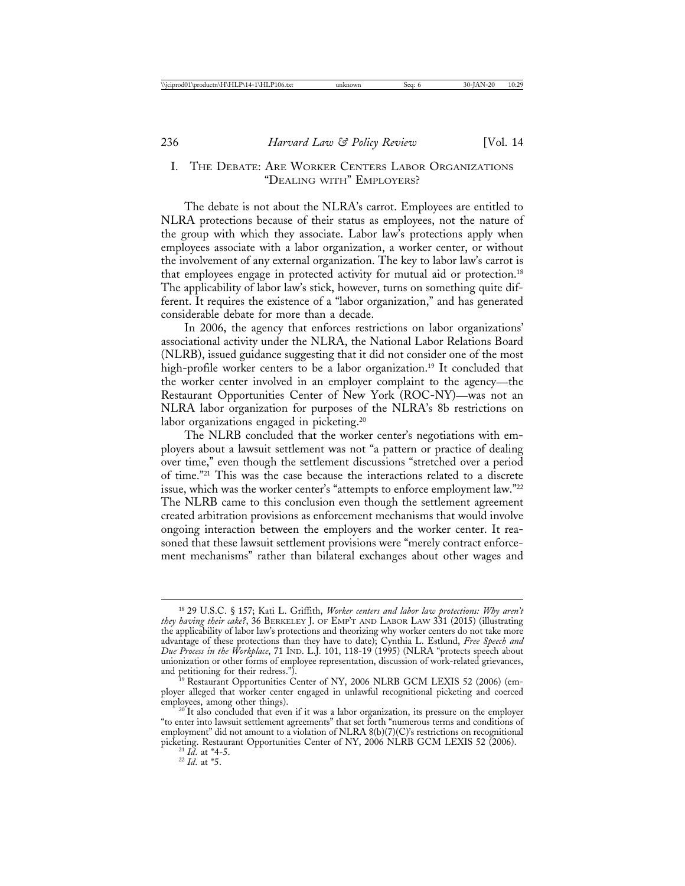## I. The Debate: Are Worker Centers Labor Organizations "Dealing with" Employers?

The debate is not about the NLRA's carrot. Employees are entitled to NLRA protections because of their status as employees, not the nature of the group with which they associate. Labor law's protections apply when employees associate with a labor organization, a worker center, or without the involvement of any external organization. The key to labor law's carrot is that employees engage in protected activity for mutual aid or protection.[18] The applicability of labor law's stick, however, turns on something quite different. It requires the existence of a "labor organization," and has generated considerable debate for more than a decade.

In 2006, the agency that enforces restrictions on labor organizations' associational activity under the NLRA, the National Labor Relations Board (NLRB), issued guidance suggesting that it did not consider one of the most high-profile worker centers to be a labor organization.[19] It concluded that the worker center involved in an employer complaint to the agency—the Restaurant Opportunities Center of New York (ROC-NY)—was not an NLRA labor organization for purposes of the NLRA's 8b restrictions on labor organizations engaged in picketing.[20]

The NLRB concluded that the worker center's negotiations with employers about a lawsuit settlement was not "a pattern or practice of dealing over time," even though the settlement discussions "stretched over a period of time."[21] This was the case because the interactions related to a discrete issue, which was the worker center's "attempts to enforce employment law."[22] The NLRB came to this conclusion even though the settlement agreement created arbitration provisions as enforcement mechanisms that would involve ongoing interaction between the employers and the worker center. It reasoned that these lawsuit settlement provisions were "merely contract enforcement mechanisms" rather than bilateral exchanges about other wages and

---

[18] 29 U.S.C. § 157; Kati L. Griffith, *Worker centers and labor law protections: Why aren't they having their cake?*, 36 Berkeley J. of Emp't and Labor Law 331 (2015) (illustrating the applicability of labor law's protections and theorizing why worker centers do not take more advantage of these protections than they have to date); Cynthia L. Estlund, *Free Speech and Due Process in the Workplace*, 71 Ind. L.J. 101, 118-19 (1995) (NLRA "protects speech about unionization or other forms of employee representation, discussion of work-related grievances, and petitioning for their redress.").

[19] Restaurant Opportunities Center of NY, 2006 NLRB GCM LEXIS 52 (2006) (employer alleged that worker center engaged in unlawful recognitional picketing and coerced employees, among other things).

[20] It also concluded that even if it was a labor organization, its pressure on the employer "to enter into lawsuit settlement agreements" that set forth "numerous terms and conditions of employment" did not amount to a violation of NLRA 8(b)(7)(C)'s restrictions on recognitional picketing. Restaurant Opportunities Center of NY, 2006 NLRB GCM LEXIS 52 (2006).

[21] *Id.* at *4-5.

[22] *Id.* at *5.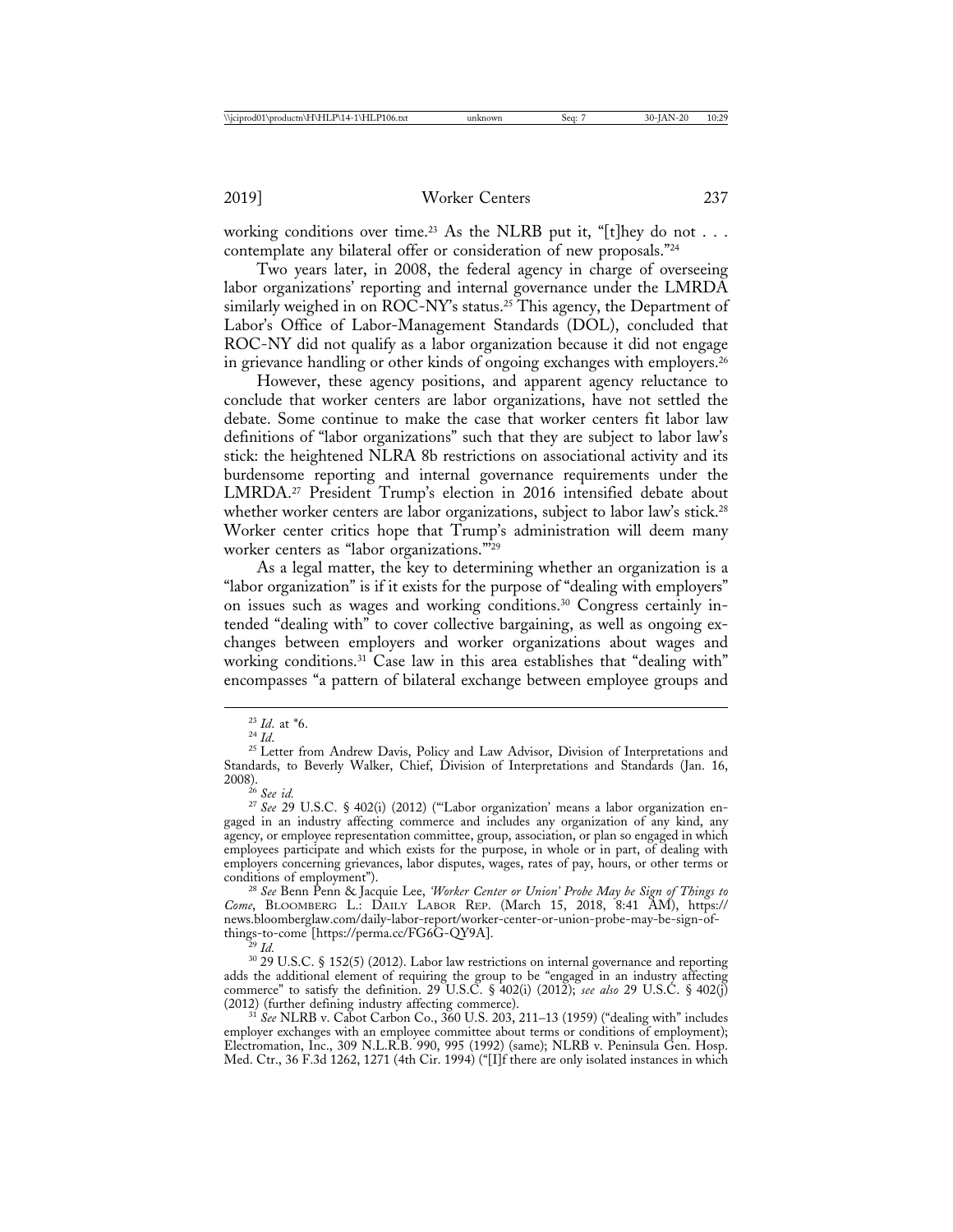working conditions over time.[23] As the NLRB put it, "[t]hey do not . . . contemplate any bilateral offer or consideration of new proposals."[24]

Two years later, in 2008, the federal agency in charge of overseeing labor organizations' reporting and internal governance under the LMRDA similarly weighed in on ROC-NY's status.[25] This agency, the Department of Labor's Office of Labor-Management Standards (DOL), concluded that ROC-NY did not qualify as a labor organization because it did not engage in grievance handling or other kinds of ongoing exchanges with employers.[26]

However, these agency positions, and apparent agency reluctance to conclude that worker centers are labor organizations, have not settled the debate. Some continue to make the case that worker centers fit labor law definitions of "labor organizations" such that they are subject to labor law's stick: the heightened NLRA 8b restrictions on associational activity and its burdensome reporting and internal governance requirements under the LMRDA.[27] President Trump's election in 2016 intensified debate about whether worker centers are labor organizations, subject to labor law's stick.[28] Worker center critics hope that Trump's administration will deem many worker centers as "labor organizations."'[29]

As a legal matter, the key to determining whether an organization is a "labor organization" is if it exists for the purpose of "dealing with employers" on issues such as wages and working conditions.[30] Congress certainly intended "dealing with" to cover collective bargaining, as well as ongoing exchanges between employers and worker organizations about wages and working conditions.[31] Case law in this area establishes that "dealing with" encompasses "a pattern of bilateral exchange between employee groups and

---

[23] *Id.* at *6.

[24] *Id.*

[25] Letter from Andrew Davis, Policy and Law Advisor, Division of Interpretations and Standards, to Beverly Walker, Chief, Division of Interpretations and Standards (Jan. 16, 2008).

[26] *See id.*

[27] *See* 29 U.S.C. § 402(i) (2012) ("'Labor organization' means a labor organization engaged in an industry affecting commerce and includes any organization of any kind, any agency, or employee representation committee, group, association, or plan so engaged in which employees participate and which exists for the purpose, in whole or in part, of dealing with employers concerning grievances, labor disputes, wages, rates of pay, hours, or other terms or conditions of employment").

[28] *See* Benn Penn & Jacquie Lee, *'Worker Center or Union' Probe May be Sign of Things to Come*, BLOOMBERG L.: DAILY LABOR REP. (March 15, 2018, 8:41 AM), https://news.bloomberglaw.com/daily-labor-report/worker-center-or-union-probe-may-be-sign-of-things-to-come [https://perma.cc/FG6G-QY9A].

[29] *Id.*

[30] 29 U.S.C. § 152(5) (2012). Labor law restrictions on internal governance and reporting adds the additional element of requiring the group to be "engaged in an industry affecting commerce" to satisfy the definition. 29 U.S.C. § 402(i) (2012); *see also* 29 U.S.C. § 402(j) (2012) (further defining industry affecting commerce).

[31] *See* NLRB v. Cabot Carbon Co., 360 U.S. 203, 211–13 (1959) ("dealing with" includes employer exchanges with an employee committee about terms or conditions of employment); Electromation, Inc., 309 N.L.R.B. 990, 995 (1992) (same); NLRB v. Peninsula Gen. Hosp. Med. Ctr., 36 F.3d 1262, 1271 (4th Cir. 1994) ("[I]f there are only isolated instances in which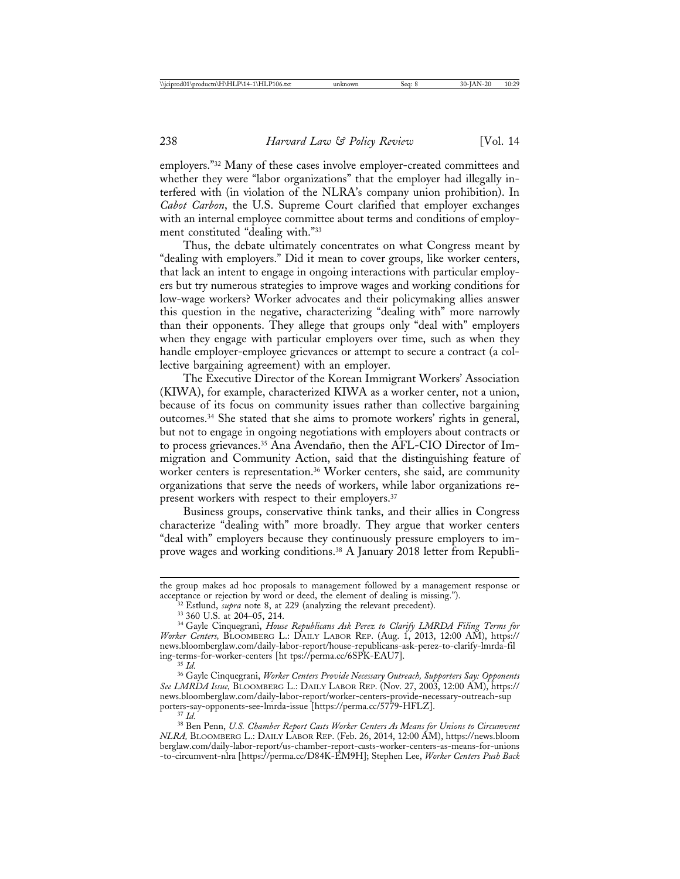employers."[32] Many of these cases involve employer-created committees and whether they were "labor organizations" that the employer had illegally interfered with (in violation of the NLRA's company union prohibition). In *Cabot Carbon*, the U.S. Supreme Court clarified that employer exchanges with an internal employee committee about terms and conditions of employment constituted "dealing with."[33]

Thus, the debate ultimately concentrates on what Congress meant by "dealing with employers." Did it mean to cover groups, like worker centers, that lack an intent to engage in ongoing interactions with particular employers but try numerous strategies to improve wages and working conditions for low-wage workers? Worker advocates and their policymaking allies answer this question in the negative, characterizing "dealing with" more narrowly than their opponents. They allege that groups only "deal with" employers when they engage with particular employers over time, such as when they handle employer-employee grievances or attempt to secure a contract (a collective bargaining agreement) with an employer.

The Executive Director of the Korean Immigrant Workers' Association (KIWA), for example, characterized KIWA as a worker center, not a union, because of its focus on community issues rather than collective bargaining outcomes.[34] She stated that she aims to promote workers' rights in general, but not to engage in ongoing negotiations with employers about contracts or to process grievances.[35] Ana Avendaño, then the AFL-CIO Director of Immigration and Community Action, said that the distinguishing feature of worker centers is representation.[36] Worker centers, she said, are community organizations that serve the needs of workers, while labor organizations represent workers with respect to their employers.[37]

Business groups, conservative think tanks, and their allies in Congress characterize "dealing with" more broadly. They argue that worker centers "deal with" employers because they continuously pressure employers to improve wages and working conditions.[38] A January 2018 letter from Republi-

---

the group makes ad hoc proposals to management followed by a management response or acceptance or rejection by word or deed, the element of dealing is missing.").

[32] Estlund, *supra* note 8, at 229 (analyzing the relevant precedent).

[33] 360 U.S. at 204–05, 214.

[34] Gayle Cinquegrani, *House Republicans Ask Perez to Clarify LMRDA Filing Terms for Worker Centers,* BLOOMBERG L.: DAILY LABOR REP. (Aug. 1, 2013, 12:00 AM), https://news.bloomberglaw.com/daily-labor-report/house-republicans-ask-perez-to-clarify-lmrda-filing-terms-for-worker-centers [https://perma.cc/6SPK-EAU7].

[35] *Id.*

[36] Gayle Cinquegrani, *Worker Centers Provide Necessary Outreach, Supporters Say: Opponents See LMRDA Issue,* BLOOMBERG L.: DAILY LABOR REP. (Nov. 27, 2003, 12:00 AM), https://news.bloomberglaw.com/daily-labor-report/worker-centers-provide-necessary-outreach-supporters-say-opponents-see-lmrda-issue [https://perma.cc/5779-HFLZ].

[37] *Id.*

[38] Ben Penn, *U.S. Chamber Report Casts Worker Centers As Means for Unions to Circumvent NLRA,* BLOOMBERG L.: DAILY LABOR REP. (Feb. 26, 2014, 12:00 AM), https://news.bloomberglaw.com/daily-labor-report/us-chamber-report-casts-worker-centers-as-means-for-unions-to-circumvent-nlra [https://perma.cc/D84K-EM9H]; Stephen Lee, *Worker Centers Push Back*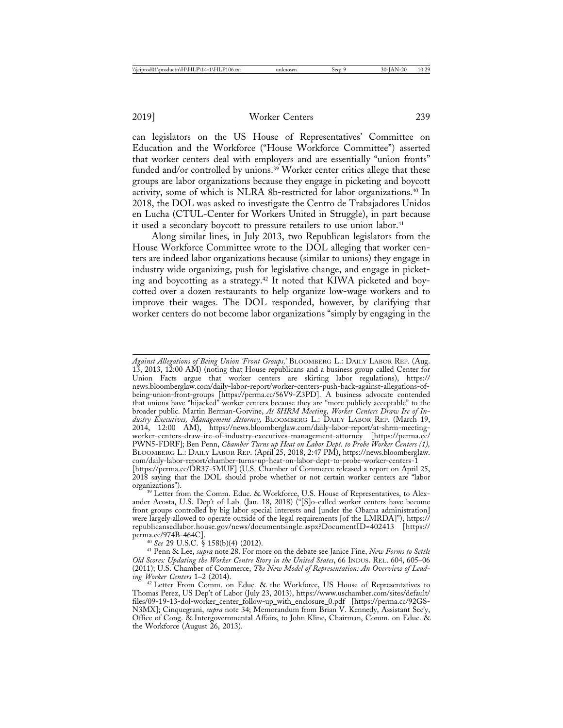can legislators on the US House of Representatives' Committee on Education and the Workforce ("House Workforce Committee") asserted that worker centers deal with employers and are essentially "union fronts" funded and/or controlled by unions.[39] Worker center critics allege that these groups are labor organizations because they engage in picketing and boycott activity, some of which is NLRA 8b-restricted for labor organizations.[40] In 2018, the DOL was asked to investigate the Centro de Trabajadores Unidos en Lucha (CTUL-Center for Workers United in Struggle), in part because it used a secondary boycott to pressure retailers to use union labor.[41]

Along similar lines, in July 2013, two Republican legislators from the House Workforce Committee wrote to the DOL alleging that worker centers are indeed labor organizations because (similar to unions) they engage in industry wide organizing, push for legislative change, and engage in picketing and boycotting as a strategy.[42] It noted that KIWA picketed and boycotted over a dozen restaurants to help organize low-wage workers and to improve their wages. The DOL responded, however, by clarifying that worker centers do not become labor organizations "simply by engaging in the

---

*Against Allegations of Being Union 'Front Groups,'* BLOOMBERG L.: DAILY LABOR REP. (Aug. 13, 2013, 12:00 AM) (noting that House republicans and a business group called Center for Union Facts argue that worker centers are skirting labor regulations), https://news.bloomberglaw.com/daily-labor-report/worker-centers-push-back-against-allegations-of-being-union-front-groups [https://perma.cc/56V9-Z3PD]. A business advocate contended that unions have "hijacked" worker centers because they are "more publicly acceptable" to the broader public. Martin Berman-Gorvine, *At SHRM Meeting, Worker Centers Draw Ire of Industry Executives, Management Attorney,* BLOOMBERG L.: DAILY LABOR REP. (March 19, 2014, 12:00 AM), https://news.bloomberglaw.com/daily-labor-report/at-shrm-meeting-worker-centers-draw-ire-of-industry-executives-management-attorney [https://perma.cc/PWN5-FDRF]; Ben Penn, *Chamber Turns up Heat on Labor Dept. to Probe Worker Centers (1),* BLOOMBERG L.: DAILY LABOR REP. (April 25, 2018, 2:47 PM), https://news.bloomberglaw.com/daily-labor-report/chamber-turns-up-heat-on-labor-dept-to-probe-worker-centers-1 [https://perma.cc/DR37-5MUF] (U.S. Chamber of Commerce released a report on April 25, 2018 saying that the DOL should probe whether or not certain worker centers are "labor organizations").

[39] Letter from the Comm. Educ. & Workforce, U.S. House of Representatives, to Alexander Acosta, U.S. Dep't of Lab. (Jan. 18, 2018) ("[S]o-called worker centers have become front groups controlled by big labor special interests and [under the Obama administration] were largely allowed to operate outside of the legal requirements [of the LMRDA]"), https://republicansedlabor.house.gov/news/documentsingle.aspx?DocumentID=402413 [https://perma.cc/974B-464C].

[40] *See* 29 U.S.C. § 158(b)(4) (2012).

[41] Penn & Lee, *supra* note 28. For more on the debate see Janice Fine, *New Forms to Settle Old Scores: Updating the Worker Centre Story in the United States*, 66 INDUS. REL. 604, 605–06 (2011); U.S. Chamber of Commerce, *The New Model of Representation: An Overview of Leading Worker Centers* 1–2 (2014).

[42] Letter From Comm. on Educ. & the Workforce, US House of Representatives to Thomas Perez, US Dep't of Labor (July 23, 2013), https://www.uschamber.com/sites/default/files/09-19-13-dol-worker_center_follow-up_with_enclosure_0.pdf [https://perma.cc/92GS-N3MX]; Cinquegrani, *supra* note 34; Memorandum from Brian V. Kennedy, Assistant Sec'y, Office of Cong. & Intergovernmental Affairs, to John Kline, Chairman, Comm. on Educ. & the Workforce (August 26, 2013).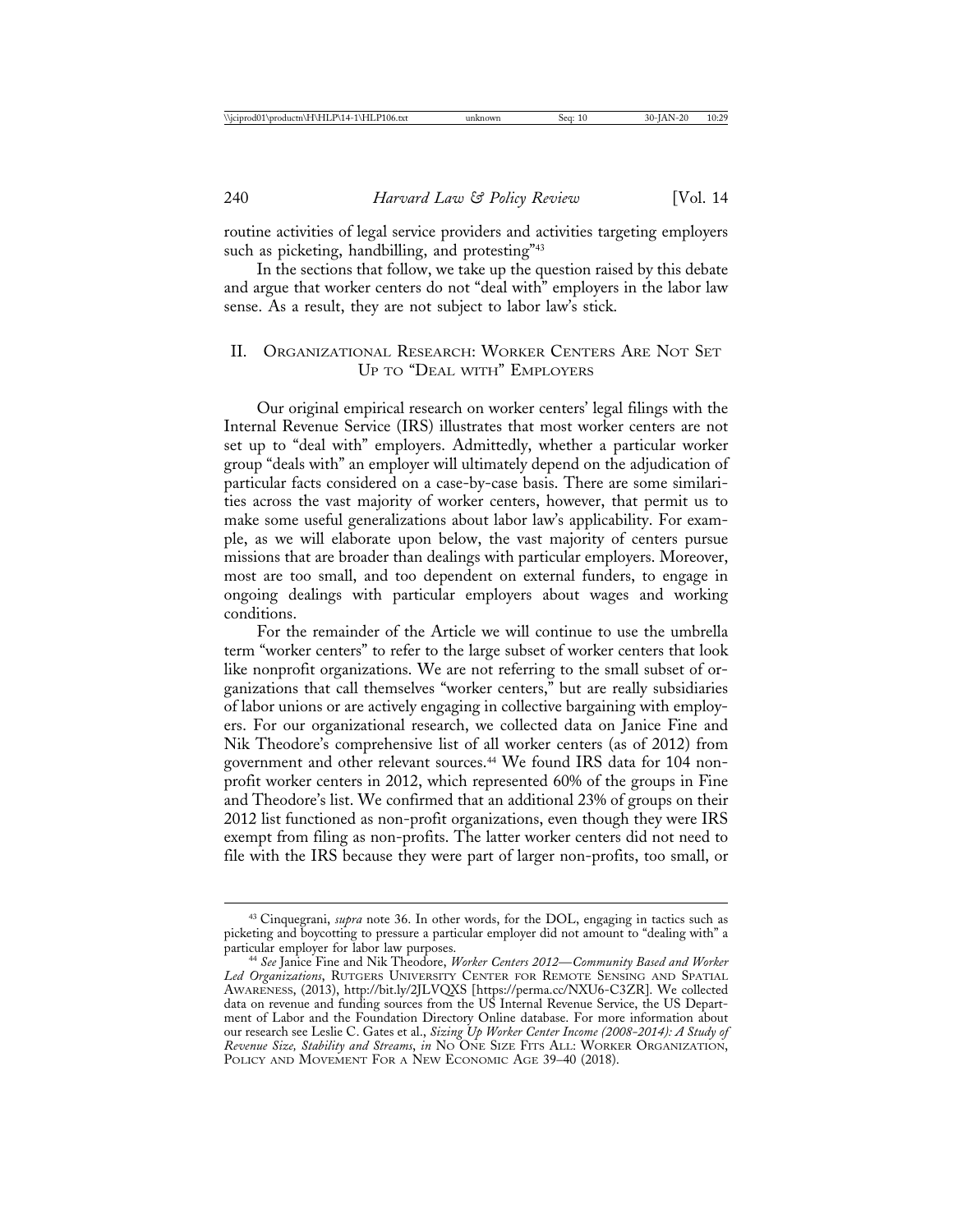routine activities of legal service providers and activities targeting employers such as picketing, handbilling, and protesting"[43]

In the sections that follow, we take up the question raised by this debate and argue that worker centers do not "deal with" employers in the labor law sense. As a result, they are not subject to labor law's stick.

## II. Organizational Research: Worker Centers Are Not Set Up to "Deal with" Employers

Our original empirical research on worker centers' legal filings with the Internal Revenue Service (IRS) illustrates that most worker centers are not set up to "deal with" employers. Admittedly, whether a particular worker group "deals with" an employer will ultimately depend on the adjudication of particular facts considered on a case-by-case basis. There are some similarities across the vast majority of worker centers, however, that permit us to make some useful generalizations about labor law's applicability. For example, as we will elaborate upon below, the vast majority of centers pursue missions that are broader than dealings with particular employers. Moreover, most are too small, and too dependent on external funders, to engage in ongoing dealings with particular employers about wages and working conditions.

For the remainder of the Article we will continue to use the umbrella term "worker centers" to refer to the large subset of worker centers that look like nonprofit organizations. We are not referring to the small subset of organizations that call themselves "worker centers," but are really subsidiaries of labor unions or are actively engaging in collective bargaining with employers. For our organizational research, we collected data on Janice Fine and Nik Theodore's comprehensive list of all worker centers (as of 2012) from government and other relevant sources.[44] We found IRS data for 104 non-profit worker centers in 2012, which represented 60% of the groups in Fine and Theodore's list. We confirmed that an additional 23% of groups on their 2012 list functioned as non-profit organizations, even though they were IRS exempt from filing as non-profits. The latter worker centers did not need to file with the IRS because they were part of larger non-profits, too small, or

---

[43] Cinquegrani, *supra* note 36. In other words, for the DOL, engaging in tactics such as picketing and boycotting to pressure a particular employer did not amount to "dealing with" a particular employer for labor law purposes.

[44] *See* Janice Fine and Nik Theodore, *Worker Centers 2012—Community Based and Worker Led Organizations*, Rutgers University Center for Remote Sensing and Spatial Awareness, (2013), http://bit.ly/2JLVQXS [https://perma.cc/NXU6-C3ZR]. We collected data on revenue and funding sources from the US Internal Revenue Service, the US Department of Labor and the Foundation Directory Online database. For more information about our research see Leslie C. Gates et al., *Sizing Up Worker Center Income (2008-2014): A Study of Revenue Size, Stability and Streams*, *in* No One Size Fits All: Worker Organization, Policy and Movement For a New Economic Age 39–40 (2018).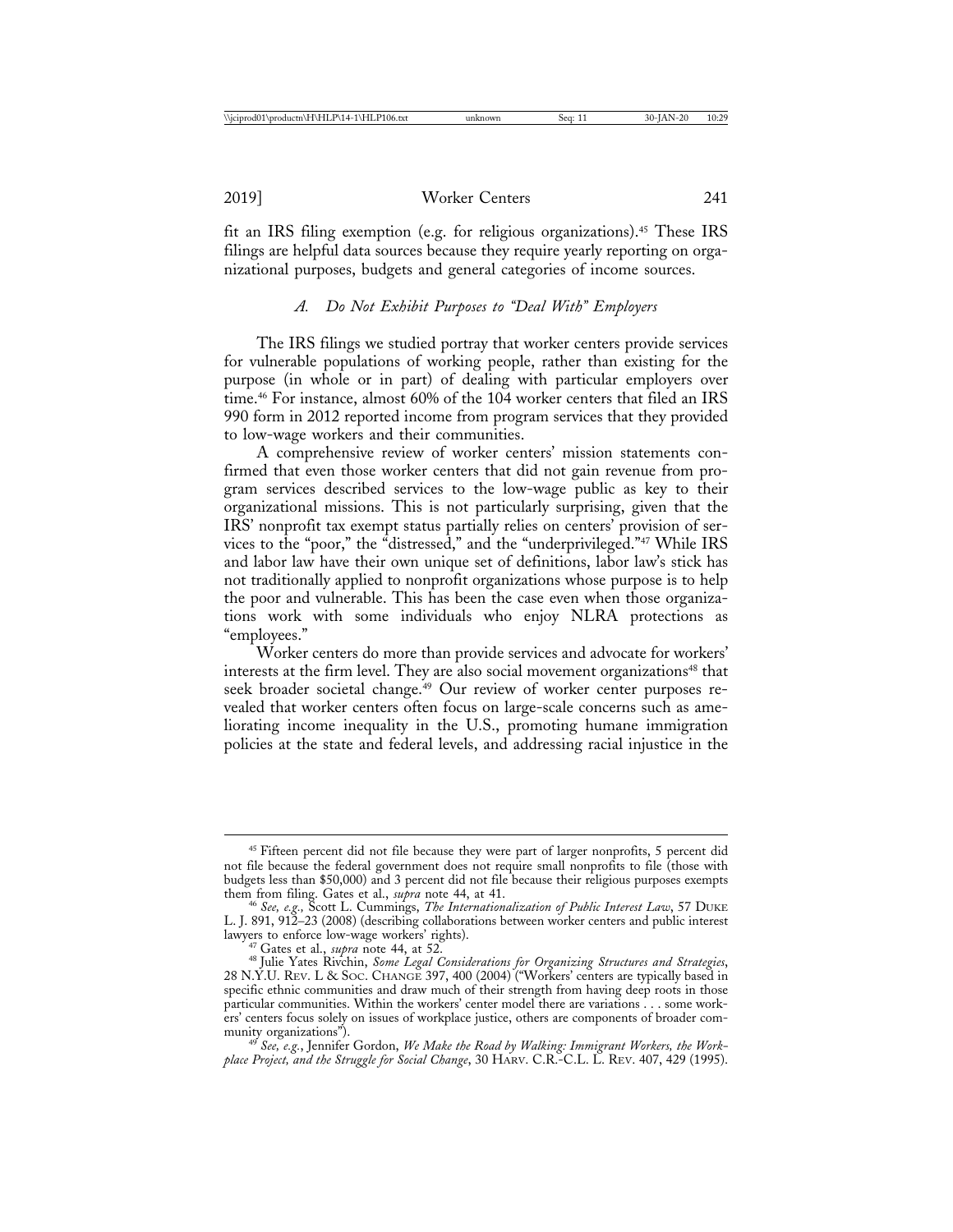fit an IRS filing exemption (e.g. for religious organizations).[45] These IRS filings are helpful data sources because they require yearly reporting on organizational purposes, budgets and general categories of income sources.

### *A. Do Not Exhibit Purposes to "Deal With" Employers*

The IRS filings we studied portray that worker centers provide services for vulnerable populations of working people, rather than existing for the purpose (in whole or in part) of dealing with particular employers over time.[46] For instance, almost 60% of the 104 worker centers that filed an IRS 990 form in 2012 reported income from program services that they provided to low-wage workers and their communities.

A comprehensive review of worker centers' mission statements confirmed that even those worker centers that did not gain revenue from program services described services to the low-wage public as key to their organizational missions. This is not particularly surprising, given that the IRS' nonprofit tax exempt status partially relies on centers' provision of services to the "poor," the "distressed," and the "underprivileged."[47] While IRS and labor law have their own unique set of definitions, labor law's stick has not traditionally applied to nonprofit organizations whose purpose is to help the poor and vulnerable. This has been the case even when those organizations work with some individuals who enjoy NLRA protections as "employees."

Worker centers do more than provide services and advocate for workers' interests at the firm level. They are also social movement organizations[48] that seek broader societal change.[49] Our review of worker center purposes revealed that worker centers often focus on large-scale concerns such as ameliorating income inequality in the U.S., promoting humane immigration policies at the state and federal levels, and addressing racial injustice in the

---

[45] Fifteen percent did not file because they were part of larger nonprofits, 5 percent did not file because the federal government does not require small nonprofits to file (those with budgets less than $50,000) and 3 percent did not file because their religious purposes exempts them from filing. Gates et al., *supra* note 44, at 41.

[46] *See, e.g.,* Scott L. Cummings, *The Internationalization of Public Interest Law*, 57 DUKE L. J. 891, 912–23 (2008) (describing collaborations between worker centers and public interest lawyers to enforce low-wage workers' rights).

[47] Gates et al., *supra* note 44, at 52.

[48] Julie Yates Rivchin, *Some Legal Considerations for Organizing Structures and Strategies*, 28 N.Y.U. REV. L & SOC. CHANGE 397, 400 (2004) ("Workers' centers are typically based in specific ethnic communities and draw much of their strength from having deep roots in those particular communities. Within the workers' center model there are variations . . . some workers' centers focus solely on issues of workplace justice, others are components of broader community organizations").

[49] *See, e.g.*, Jennifer Gordon, *We Make the Road by Walking: Immigrant Workers, the Workplace Project, and the Struggle for Social Change*, 30 HARV. C.R.-C.L. L. REV. 407, 429 (1995).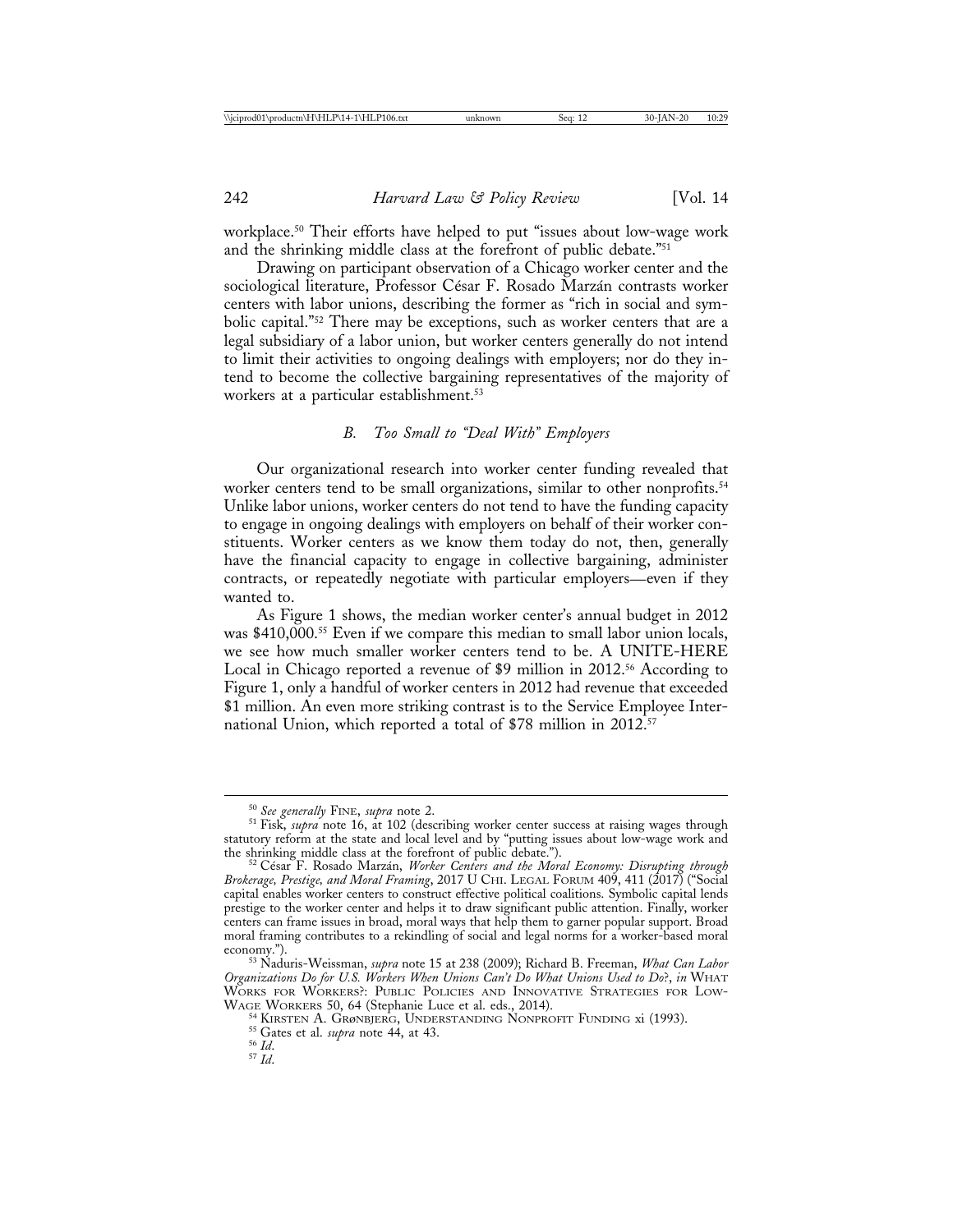workplace.[50] Their efforts have helped to put "issues about low-wage work and the shrinking middle class at the forefront of public debate."[51]

Drawing on participant observation of a Chicago worker center and the sociological literature, Professor César F. Rosado Marzán contrasts worker centers with labor unions, describing the former as "rich in social and symbolic capital."[52] There may be exceptions, such as worker centers that are a legal subsidiary of a labor union, but worker centers generally do not intend to limit their activities to ongoing dealings with employers; nor do they intend to become the collective bargaining representatives of the majority of workers at a particular establishment.[53]

### *B. Too Small to "Deal With" Employers*

Our organizational research into worker center funding revealed that worker centers tend to be small organizations, similar to other nonprofits.[54] Unlike labor unions, worker centers do not tend to have the funding capacity to engage in ongoing dealings with employers on behalf of their worker constituents. Worker centers as we know them today do not, then, generally have the financial capacity to engage in collective bargaining, administer contracts, or repeatedly negotiate with particular employers—even if they wanted to.

As Figure 1 shows, the median worker center's annual budget in 2012 was $410,000.[55] Even if we compare this median to small labor union locals, we see how much smaller worker centers tend to be. A UNITE-HERE Local in Chicago reported a revenue of $9 million in 2012.[56] According to Figure 1, only a handful of worker centers in 2012 had revenue that exceeded $1 million. An even more striking contrast is to the Service Employee International Union, which reported a total of $78 million in 2012.[57]

---

[50] *See generally* FINE, *supra* note 2.

[51] Fisk, *supra* note 16, at 102 (describing worker center success at raising wages through statutory reform at the state and local level and by "putting issues about low-wage work and the shrinking middle class at the forefront of public debate.").

[52] César F. Rosado Marzán, *Worker Centers and the Moral Economy: Disrupting through Brokerage, Prestige, and Moral Framing*, 2017 U CHI. LEGAL FORUM 409, 411 (2017) ("Social capital enables worker centers to construct effective political coalitions. Symbolic capital lends prestige to the worker center and helps it to draw significant public attention. Finally, worker centers can frame issues in broad, moral ways that help them to garner popular support. Broad moral framing contributes to a rekindling of social and legal norms for a worker-based moral economy.").

[53] Naduris-Weissman, *supra* note 15 at 238 (2009); Richard B. Freeman, *What Can Labor Organizations Do for U.S. Workers When Unions Can't Do What Unions Used to Do?*, *in* WHAT WORKS FOR WORKERS?: PUBLIC POLICIES AND INNOVATIVE STRATEGIES FOR LOW-WAGE WORKERS 50, 64 (Stephanie Luce et al. eds., 2014).

[54] KIRSTEN A. GRØNBJERG, UNDERSTANDING NONPROFIT FUNDING xi (1993).

[55] Gates et al. *supra* note 44, at 43.

[56] *Id.*

[57] *Id.*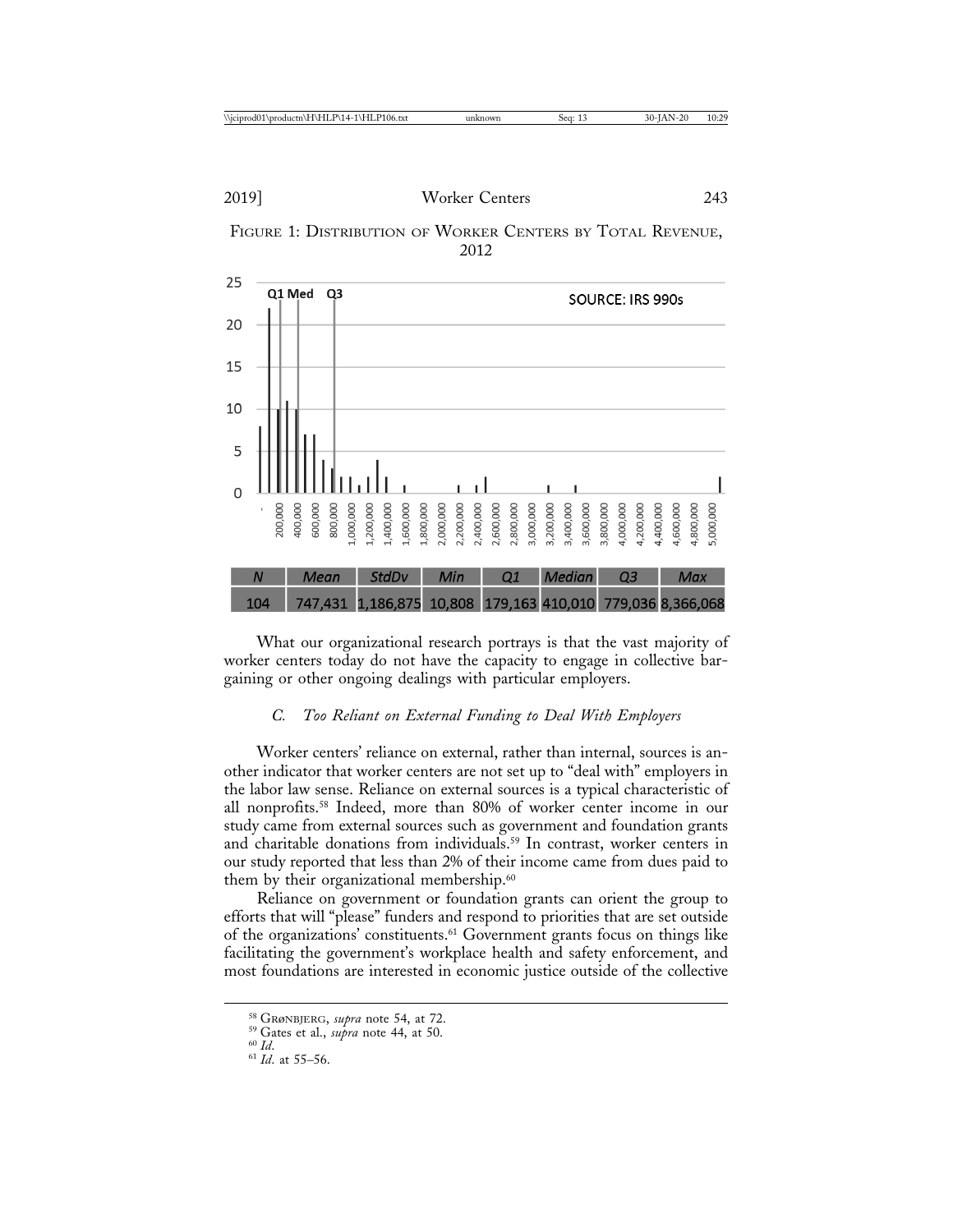FIGURE 1: DISTRIBUTION OF WORKER CENTERS BY TOTAL REVENUE, 2012

| N | Mean | StdDv | Min | Q1 | Median | Q3 | Max |
|---|---|---|---|---|---|---|---|
| 104 | 747,431 | 1,186,875 | 10,808 | 179,163 | 410,010 | 779,036 | 8,366,068 |

What our organizational research portrays is that the vast majority of worker centers today do not have the capacity to engage in collective bargaining or other ongoing dealings with particular employers.

### *C. Too Reliant on External Funding to Deal With Employers*

Worker centers' reliance on external, rather than internal, sources is another indicator that worker centers are not set up to "deal with" employers in the labor law sense. Reliance on external sources is a typical characteristic of all nonprofits.[58] Indeed, more than 80% of worker center income in our study came from external sources such as government and foundation grants and charitable donations from individuals.[59] In contrast, worker centers in our study reported that less than 2% of their income came from dues paid to them by their organizational membership.[60]

Reliance on government or foundation grants can orient the group to efforts that will "please" funders and respond to priorities that are set outside of the organizations' constituents.[61] Government grants focus on things like facilitating the government's workplace health and safety enforcement, and most foundations are interested in economic justice outside of the collective

---

[58] GRØNBJERG, *supra* note 54, at 72.

[59] Gates et al., *supra* note 44, at 50.

[60] *Id.*

[61] *Id.* at 55–56.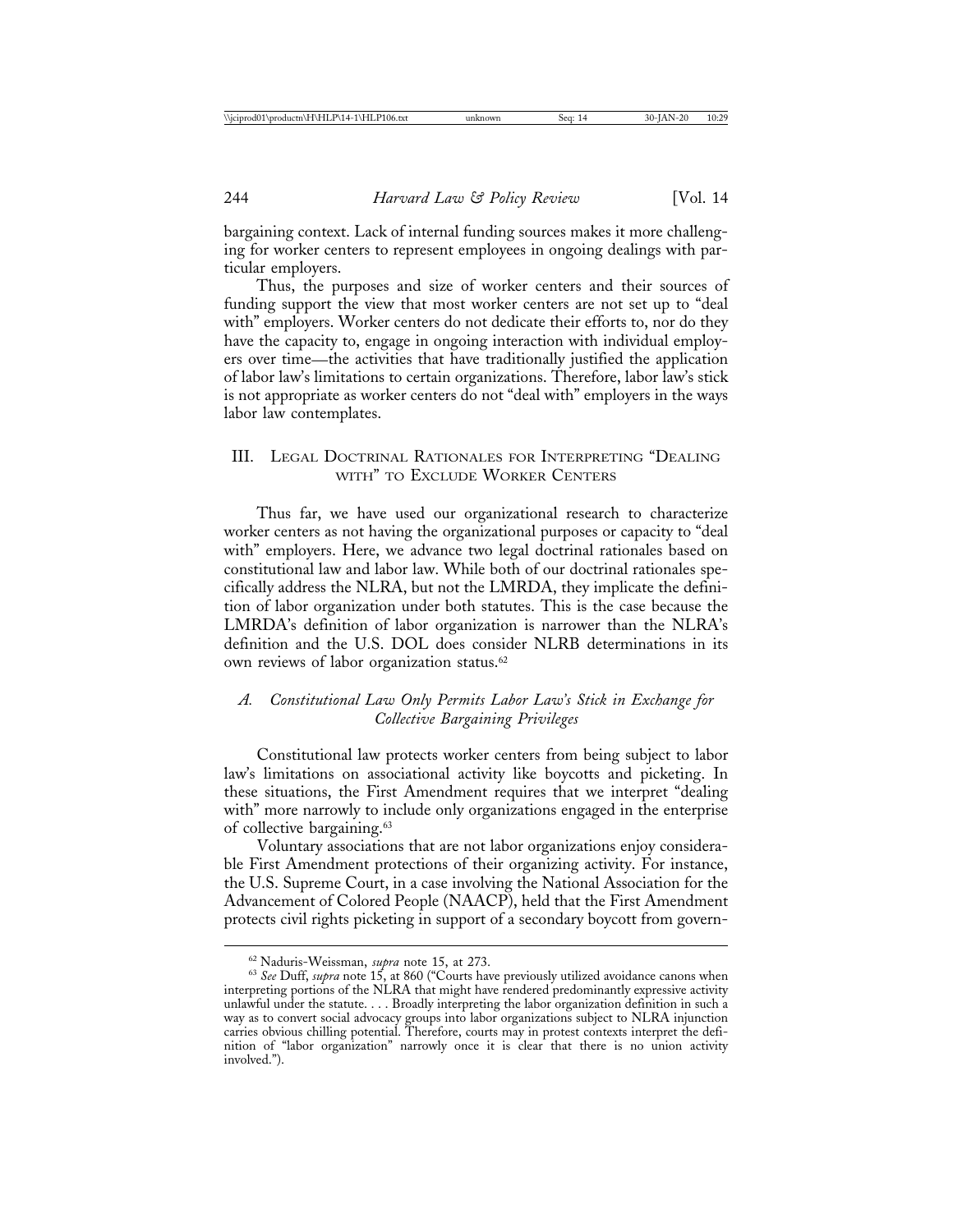bargaining context. Lack of internal funding sources makes it more challenging for worker centers to represent employees in ongoing dealings with particular employers.

Thus, the purposes and size of worker centers and their sources of funding support the view that most worker centers are not set up to "deal with" employers. Worker centers do not dedicate their efforts to, nor do they have the capacity to, engage in ongoing interaction with individual employers over time—the activities that have traditionally justified the application of labor law's limitations to certain organizations. Therefore, labor law's stick is not appropriate as worker centers do not "deal with" employers in the ways labor law contemplates.

## III. Legal Doctrinal Rationales for Interpreting "Dealing with" to Exclude Worker Centers

Thus far, we have used our organizational research to characterize worker centers as not having the organizational purposes or capacity to "deal with" employers. Here, we advance two legal doctrinal rationales based on constitutional law and labor law. While both of our doctrinal rationales specifically address the NLRA, but not the LMRDA, they implicate the definition of labor organization under both statutes. This is the case because the LMRDA's definition of labor organization is narrower than the NLRA's definition and the U.S. DOL does consider NLRB determinations in its own reviews of labor organization status.[62]

### A. *Constitutional Law Only Permits Labor Law's Stick in Exchange for Collective Bargaining Privileges*

Constitutional law protects worker centers from being subject to labor law's limitations on associational activity like boycotts and picketing. In these situations, the First Amendment requires that we interpret "dealing with" more narrowly to include only organizations engaged in the enterprise of collective bargaining.[63]

Voluntary associations that are not labor organizations enjoy considerable First Amendment protections of their organizing activity. For instance, the U.S. Supreme Court, in a case involving the National Association for the Advancement of Colored People (NAACP), held that the First Amendment protects civil rights picketing in support of a secondary boycott from govern-

---

[62] Naduris-Weissman, *supra* note 15, at 273.

[63] *See* Duff, *supra* note 15, at 860 ("Courts have previously utilized avoidance canons when interpreting portions of the NLRA that might have rendered predominantly expressive activity unlawful under the statute. . . . Broadly interpreting the labor organization definition in such a way as to convert social advocacy groups into labor organizations subject to NLRA injunction carries obvious chilling potential. Therefore, courts may in protest contexts interpret the definition of "labor organization" narrowly once it is clear that there is no union activity involved.").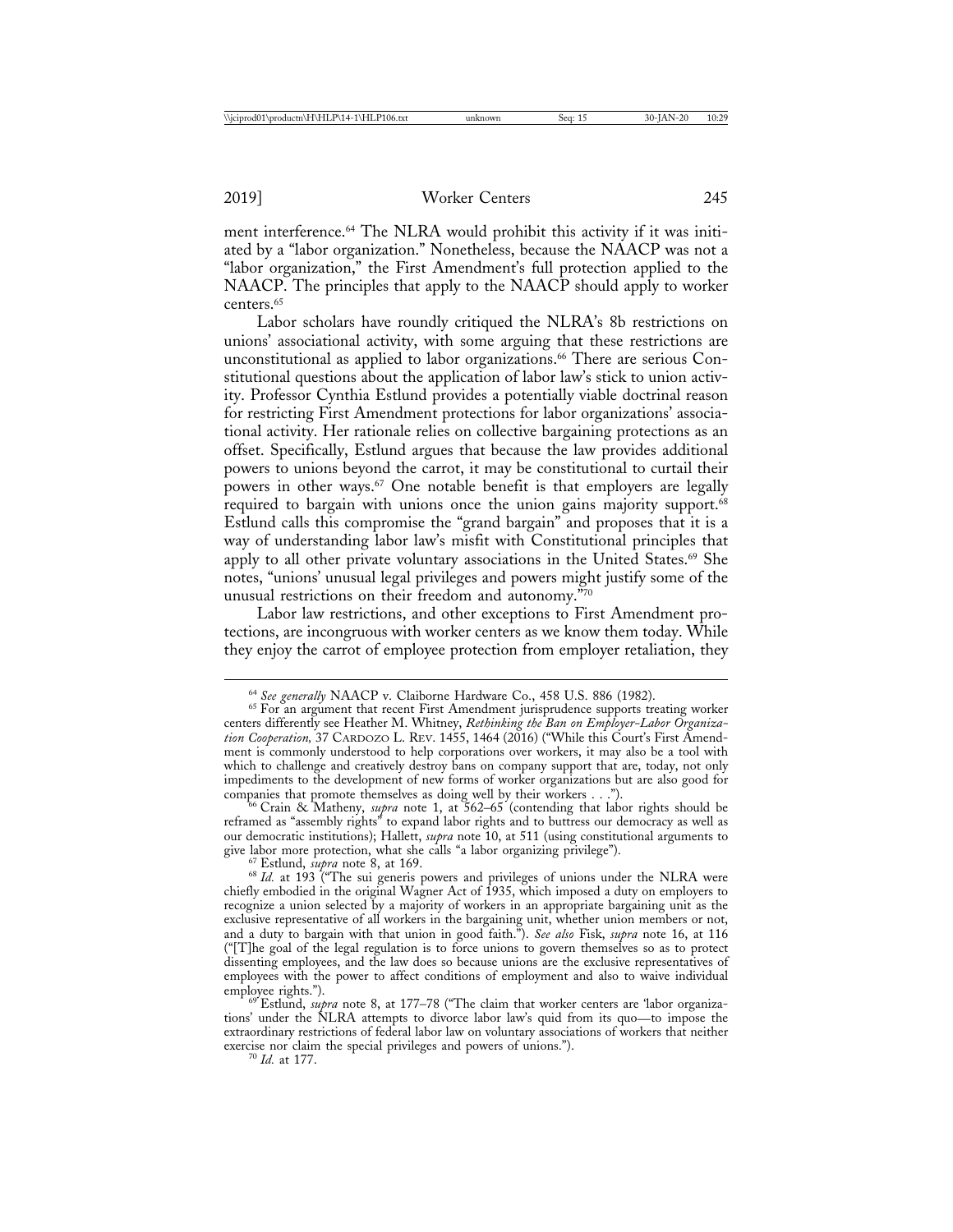ment interference.[64] The NLRA would prohibit this activity if it was initiated by a "labor organization." Nonetheless, because the NAACP was not a "labor organization," the First Amendment's full protection applied to the NAACP. The principles that apply to the NAACP should apply to worker centers.[65]

Labor scholars have roundly critiqued the NLRA's 8b restrictions on unions' associational activity, with some arguing that these restrictions are unconstitutional as applied to labor organizations.[66] There are serious Constitutional questions about the application of labor law's stick to union activity. Professor Cynthia Estlund provides a potentially viable doctrinal reason for restricting First Amendment protections for labor organizations' associational activity. Her rationale relies on collective bargaining protections as an offset. Specifically, Estlund argues that because the law provides additional powers to unions beyond the carrot, it may be constitutional to curtail their powers in other ways.[67] One notable benefit is that employers are legally required to bargain with unions once the union gains majority support.[68] Estlund calls this compromise the "grand bargain" and proposes that it is a way of understanding labor law's misfit with Constitutional principles that apply to all other private voluntary associations in the United States.[69] She notes, "unions' unusual legal privileges and powers might justify some of the unusual restrictions on their freedom and autonomy."[70]

Labor law restrictions, and other exceptions to First Amendment protections, are incongruous with worker centers as we know them today. While they enjoy the carrot of employee protection from employer retaliation, they

---

[64] *See generally* NAACP v. Claiborne Hardware Co., 458 U.S. 886 (1982).

[65] For an argument that recent First Amendment jurisprudence supports treating worker centers differently see Heather M. Whitney, *Rethinking the Ban on Employer-Labor Organization Cooperation,* 37 CARDOZO L. REV. 1455, 1464 (2016) ("While this Court's First Amendment is commonly understood to help corporations over workers, it may also be a tool with which to challenge and creatively destroy bans on company support that are, today, not only impediments to the development of new forms of worker organizations but are also good for companies that promote themselves as doing well by their workers . . .").

[66] Crain & Matheny, *supra* note 1, at 562–65 (contending that labor rights should be reframed as "assembly rights" to expand labor rights and to buttress our democracy as well as our democratic institutions); Hallett, *supra* note 10, at 511 (using constitutional arguments to give labor more protection, what she calls "a labor organizing privilege").

[67] Estlund, *supra* note 8, at 169.

[68] *Id.* at 193 ("The sui generis powers and privileges of unions under the NLRA were chiefly embodied in the original Wagner Act of 1935, which imposed a duty on employers to recognize a union selected by a majority of workers in an appropriate bargaining unit as the exclusive representative of all workers in the bargaining unit, whether union members or not, and a duty to bargain with that union in good faith."). *See also* Fisk, *supra* note 16, at 116 ("[T]he goal of the legal regulation is to force unions to govern themselves so as to protect dissenting employees, and the law does so because unions are the exclusive representatives of employees with the power to affect conditions of employment and also to waive individual employee rights.").

[69] Estlund, *supra* note 8, at 177–78 ("The claim that worker centers are 'labor organizations' under the NLRA attempts to divorce labor law's quid from its quo—to impose the extraordinary restrictions of federal labor law on voluntary associations of workers that neither exercise nor claim the special privileges and powers of unions.").

[70] *Id.* at 177.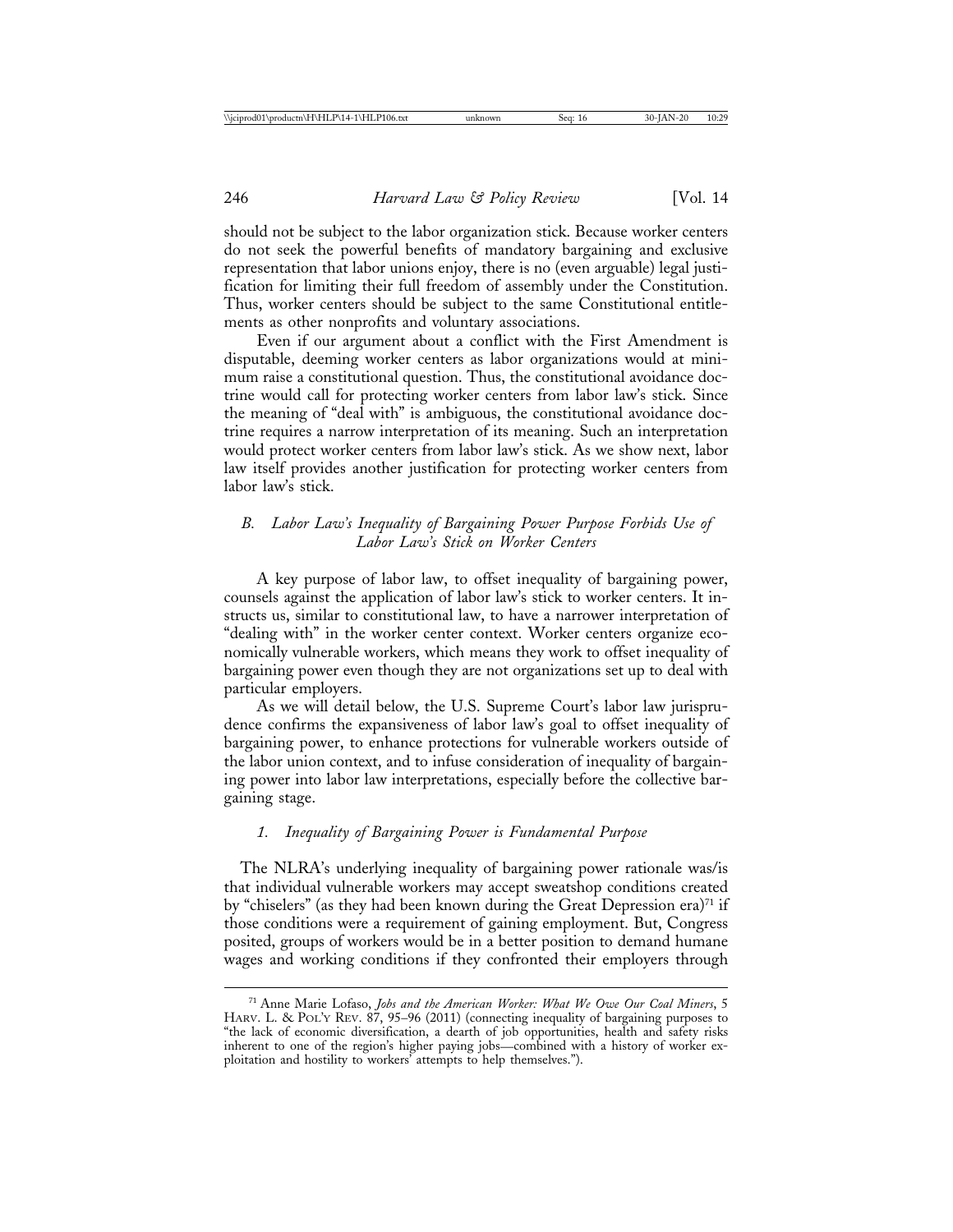should not be subject to the labor organization stick. Because worker centers do not seek the powerful benefits of mandatory bargaining and exclusive representation that labor unions enjoy, there is no (even arguable) legal justification for limiting their full freedom of assembly under the Constitution. Thus, worker centers should be subject to the same Constitutional entitlements as other nonprofits and voluntary associations.

Even if our argument about a conflict with the First Amendment is disputable, deeming worker centers as labor organizations would at minimum raise a constitutional question. Thus, the constitutional avoidance doctrine would call for protecting worker centers from labor law's stick. Since the meaning of "deal with" is ambiguous, the constitutional avoidance doctrine requires a narrow interpretation of its meaning. Such an interpretation would protect worker centers from labor law's stick. As we show next, labor law itself provides another justification for protecting worker centers from labor law's stick.

### *B. Labor Law's Inequality of Bargaining Power Purpose Forbids Use of Labor Law's Stick on Worker Centers*

A key purpose of labor law, to offset inequality of bargaining power, counsels against the application of labor law's stick to worker centers. It instructs us, similar to constitutional law, to have a narrower interpretation of "dealing with" in the worker center context. Worker centers organize economically vulnerable workers, which means they work to offset inequality of bargaining power even though they are not organizations set up to deal with particular employers.

As we will detail below, the U.S. Supreme Court's labor law jurisprudence confirms the expansiveness of labor law's goal to offset inequality of bargaining power, to enhance protections for vulnerable workers outside of the labor union context, and to infuse consideration of inequality of bargaining power into labor law interpretations, especially before the collective bargaining stage.

#### *1. Inequality of Bargaining Power is Fundamental Purpose*

The NLRA's underlying inequality of bargaining power rationale was/is that individual vulnerable workers may accept sweatshop conditions created by "chiselers" (as they had been known during the Great Depression era)[71] if those conditions were a requirement of gaining employment. But, Congress posited, groups of workers would be in a better position to demand humane wages and working conditions if they confronted their employers through

---

[71] Anne Marie Lofaso, *Jobs and the American Worker: What We Owe Our Coal Miners*, 5 HARV. L. & POL'Y REV. 87, 95–96 (2011) (connecting inequality of bargaining purposes to "the lack of economic diversification, a dearth of job opportunities, health and safety risks inherent to one of the region's higher paying jobs—combined with a history of worker exploitation and hostility to workers' attempts to help themselves.").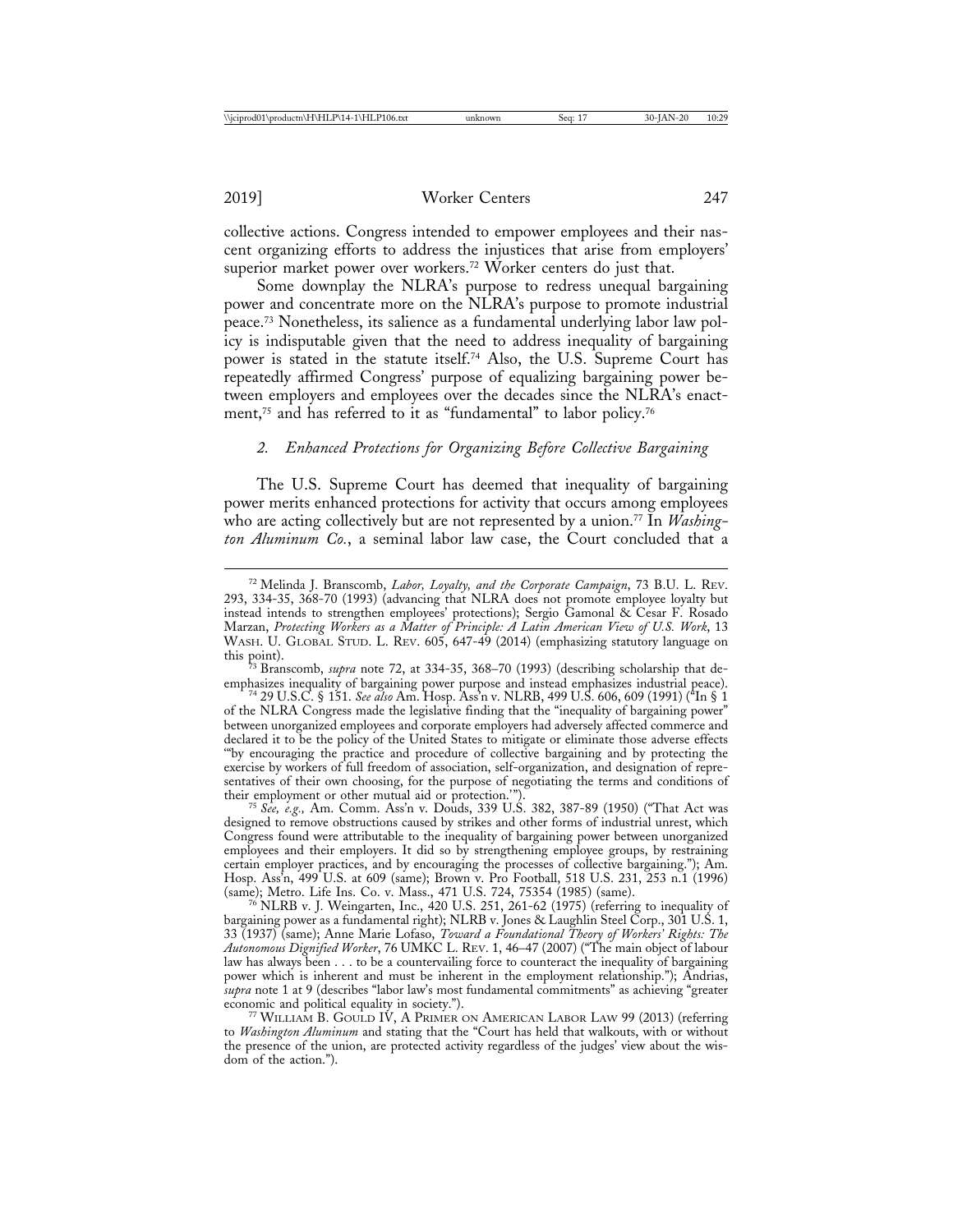collective actions. Congress intended to empower employees and their nascent organizing efforts to address the injustices that arise from employers' superior market power over workers.[72] Worker centers do just that.

Some downplay the NLRA's purpose to redress unequal bargaining power and concentrate more on the NLRA's purpose to promote industrial peace.[73] Nonetheless, its salience as a fundamental underlying labor law policy is indisputable given that the need to address inequality of bargaining power is stated in the statute itself.[74] Also, the U.S. Supreme Court has repeatedly affirmed Congress' purpose of equalizing bargaining power between employers and employees over the decades since the NLRA's enactment,[75] and has referred to it as "fundamental" to labor policy.[76]

### *2. Enhanced Protections for Organizing Before Collective Bargaining*

The U.S. Supreme Court has deemed that inequality of bargaining power merits enhanced protections for activity that occurs among employees who are acting collectively but are not represented by a union.[77] In *Washington Aluminum Co.*, a seminal labor law case, the Court concluded that a

---

[72] Melinda J. Branscomb, *Labor, Loyalty, and the Corporate Campaign*, 73 B.U. L. Rev. 293, 334-35, 368-70 (1993) (advancing that NLRA does not promote employee loyalty but instead intends to strengthen employees' protections); Sergio Gamonal & Cesar F. Rosado Marzan, *Protecting Workers as a Matter of Principle: A Latin American View of U.S. Work*, 13 Wash. U. Global Stud. L. Rev. 605, 647-49 (2014) (emphasizing statutory language on this point).

[73] Branscomb, *supra* note 72, at 334-35, 368–70 (1993) (describing scholarship that deemphasizes inequality of bargaining power purpose and instead emphasizes industrial peace).

[74] 29 U.S.C. § 151. *See also* Am. Hosp. Ass'n v. NLRB, 499 U.S. 606, 609 (1991) ("In § 1 of the NLRA Congress made the legislative finding that the "inequality of bargaining power" between unorganized employees and corporate employers had adversely affected commerce and declared it to be the policy of the United States to mitigate or eliminate those adverse effects '"by encouraging the practice and procedure of collective bargaining and by protecting the exercise by workers of full freedom of association, self-organization, and designation of representatives of their own choosing, for the purpose of negotiating the terms and conditions of their employment or other mutual aid or protection.'").

[75] *See, e.g.,* Am. Comm. Ass'n v. Douds, 339 U.S. 382, 387-89 (1950) ("That Act was designed to remove obstructions caused by strikes and other forms of industrial unrest, which Congress found were attributable to the inequality of bargaining power between unorganized employees and their employers. It did so by strengthening employee groups, by restraining certain employer practices, and by encouraging the processes of collective bargaining."); Am. Hosp. Ass'n, 499 U.S. at 609 (same); Brown v. Pro Football, 518 U.S. 231, 253 n.1 (1996) (same); Metro. Life Ins. Co. v. Mass., 471 U.S. 724, 75354 (1985) (same).

[76] NLRB v. J. Weingarten, Inc., 420 U.S. 251, 261-62 (1975) (referring to inequality of bargaining power as a fundamental right); NLRB v. Jones & Laughlin Steel Corp., 301 U.S. 1, 33 (1937) (same); Anne Marie Lofaso, *Toward a Foundational Theory of Workers' Rights: The Autonomous Dignified Worker*, 76 UMKC L. Rev. 1, 46–47 (2007) ("The main object of labour law has always been . . . to be a countervailing force to counteract the inequality of bargaining power which is inherent and must be inherent in the employment relationship."); Andrias, *supra* note 1 at 9 (describes "labor law's most fundamental commitments" as achieving "greater economic and political equality in society.").

[77] William B. Gould IV, A Primer on American Labor Law 99 (2013) (referring to *Washington Aluminum* and stating that the "Court has held that walkouts, with or without the presence of the union, are protected activity regardless of the judges' view about the wisdom of the action.").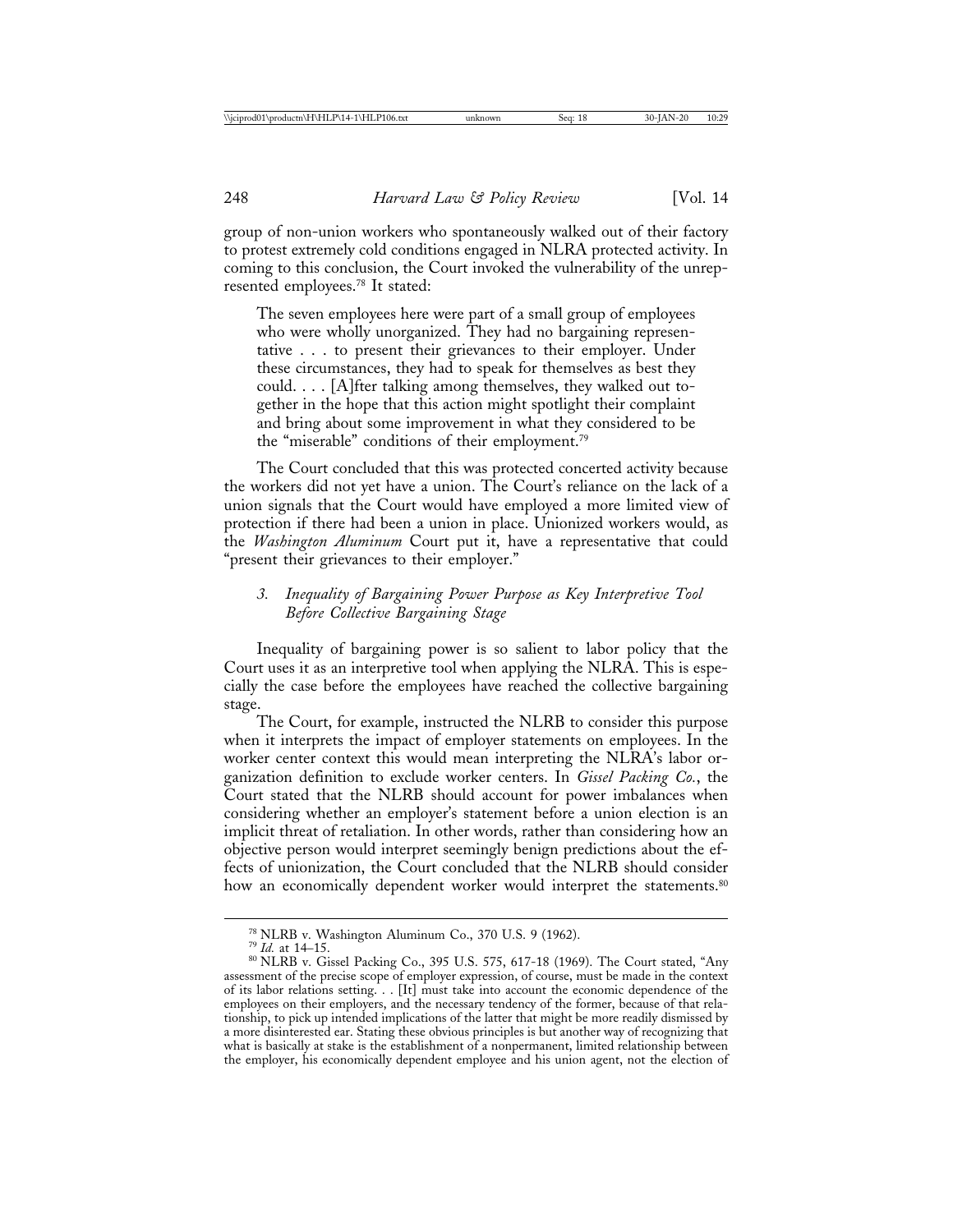group of non-union workers who spontaneously walked out of their factory to protest extremely cold conditions engaged in NLRA protected activity. In coming to this conclusion, the Court invoked the vulnerability of the unrepresented employees.[78] It stated:

> The seven employees here were part of a small group of employees who were wholly unorganized. They had no bargaining representative . . . to present their grievances to their employer. Under these circumstances, they had to speak for themselves as best they could. . . . [A]fter talking among themselves, they walked out together in the hope that this action might spotlight their complaint and bring about some improvement in what they considered to be the "miserable" conditions of their employment.[79]

The Court concluded that this was protected concerted activity because the workers did not yet have a union. The Court's reliance on the lack of a union signals that the Court would have employed a more limited view of protection if there had been a union in place. Unionized workers would, as the *Washington Aluminum* Court put it, have a representative that could "present their grievances to their employer."

### 3. *Inequality of Bargaining Power Purpose as Key Interpretive Tool Before Collective Bargaining Stage*

Inequality of bargaining power is so salient to labor policy that the Court uses it as an interpretive tool when applying the NLRA. This is especially the case before the employees have reached the collective bargaining stage.

The Court, for example, instructed the NLRB to consider this purpose when it interprets the impact of employer statements on employees. In the worker center context this would mean interpreting the NLRA's labor organization definition to exclude worker centers. In *Gissel Packing Co.*, the Court stated that the NLRB should account for power imbalances when considering whether an employer's statement before a union election is an implicit threat of retaliation. In other words, rather than considering how an objective person would interpret seemingly benign predictions about the effects of unionization, the Court concluded that the NLRB should consider how an economically dependent worker would interpret the statements.[80]

---

[78] NLRB v. Washington Aluminum Co., 370 U.S. 9 (1962).

[79] *Id.* at 14–15.

[80] NLRB v. Gissel Packing Co., 395 U.S. 575, 617-18 (1969). The Court stated, "Any assessment of the precise scope of employer expression, of course, must be made in the context of its labor relations setting. . . [It] must take into account the economic dependence of the employees on their employers, and the necessary tendency of the former, because of that relationship, to pick up intended implications of the latter that might be more readily dismissed by a more disinterested ear. Stating these obvious principles is but another way of recognizing that what is basically at stake is the establishment of a nonpermanent, limited relationship between the employer, his economically dependent employee and his union agent, not the election of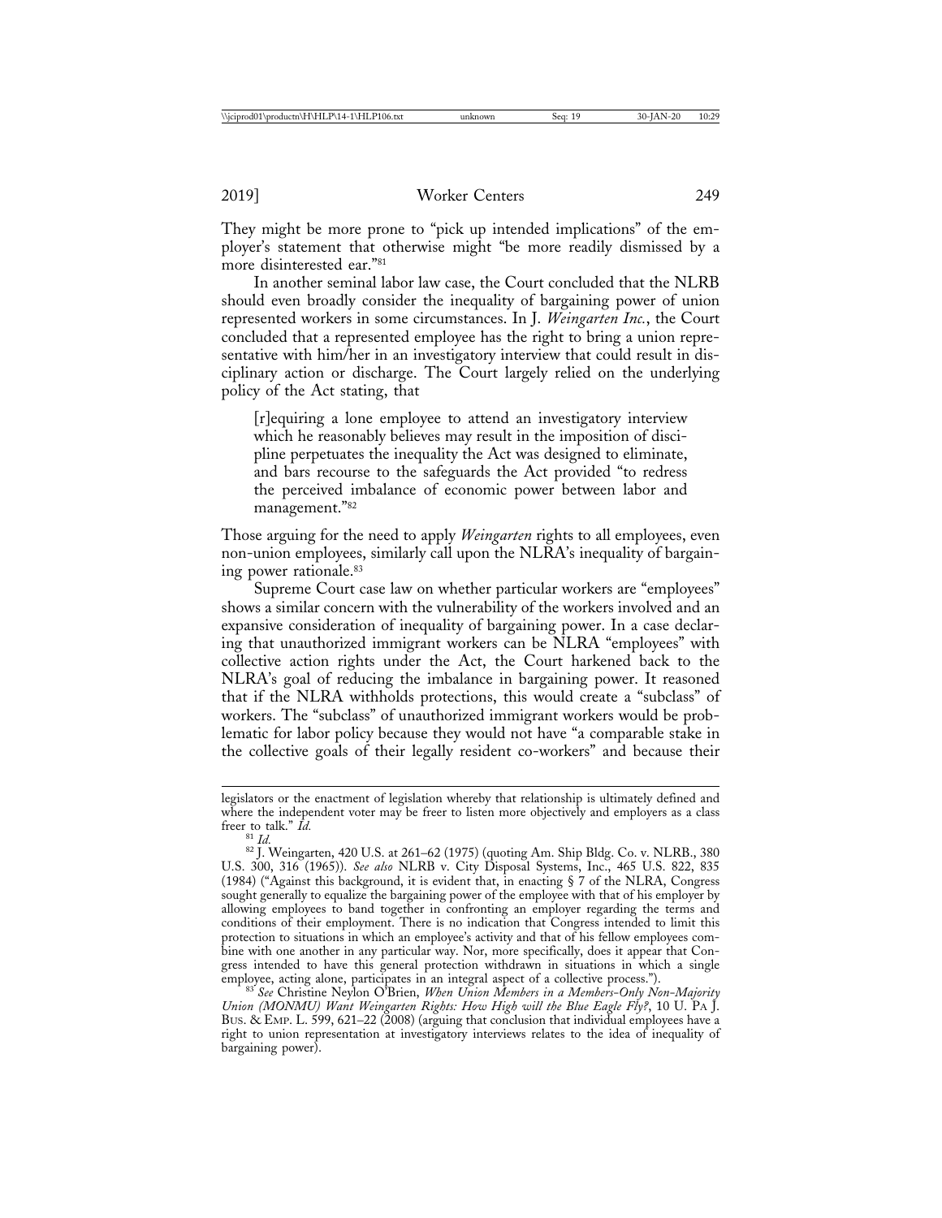They might be more prone to "pick up intended implications" of the employer's statement that otherwise might "be more readily dismissed by a more disinterested ear."[81]

In another seminal labor law case, the Court concluded that the NLRB should even broadly consider the inequality of bargaining power of union represented workers in some circumstances. In J. *Weingarten Inc.*, the Court concluded that a represented employee has the right to bring a union representative with him/her in an investigatory interview that could result in disciplinary action or discharge. The Court largely relied on the underlying policy of the Act stating, that

> [r]equiring a lone employee to attend an investigatory interview which he reasonably believes may result in the imposition of discipline perpetuates the inequality the Act was designed to eliminate, and bars recourse to the safeguards the Act provided "to redress the perceived imbalance of economic power between labor and management."[82]

Those arguing for the need to apply *Weingarten* rights to all employees, even non-union employees, similarly call upon the NLRA's inequality of bargaining power rationale.[83]

Supreme Court case law on whether particular workers are "employees" shows a similar concern with the vulnerability of the workers involved and an expansive consideration of inequality of bargaining power. In a case declaring that unauthorized immigrant workers can be NLRA "employees" with collective action rights under the Act, the Court harkened back to the NLRA's goal of reducing the imbalance in bargaining power. It reasoned that if the NLRA withholds protections, this would create a "subclass" of workers. The "subclass" of unauthorized immigrant workers would be problematic for labor policy because they would not have "a comparable stake in the collective goals of their legally resident co-workers" and because their

---

legislators or the enactment of legislation whereby that relationship is ultimately defined and where the independent voter may be freer to listen more objectively and employers as a class freer to talk." *Id.*

[81] *Id.*

[82] J. Weingarten, 420 U.S. at 261–62 (1975) (quoting Am. Ship Bldg. Co. v. NLRB., 380 U.S. 300, 316 (1965)). *See also* NLRB v. City Disposal Systems, Inc., 465 U.S. 822, 835 (1984) ("Against this background, it is evident that, in enacting § 7 of the NLRA, Congress sought generally to equalize the bargaining power of the employee with that of his employer by allowing employees to band together in confronting an employer regarding the terms and conditions of their employment. There is no indication that Congress intended to limit this protection to situations in which an employee's activity and that of his fellow employees combine with one another in any particular way. Nor, more specifically, does it appear that Congress intended to have this general protection withdrawn in situations in which a single employee, acting alone, participates in an integral aspect of a collective process.").

[83] *See* Christine Neylon O'Brien, *When Union Members in a Members-Only Non-Majority Union (MONMU) Want Weingarten Rights: How High will the Blue Eagle Fly?*, 10 U. PA J. BUS. & EMP. L. 599, 621–22 (2008) (arguing that conclusion that individual employees have a right to union representation at investigatory interviews relates to the idea of inequality of bargaining power).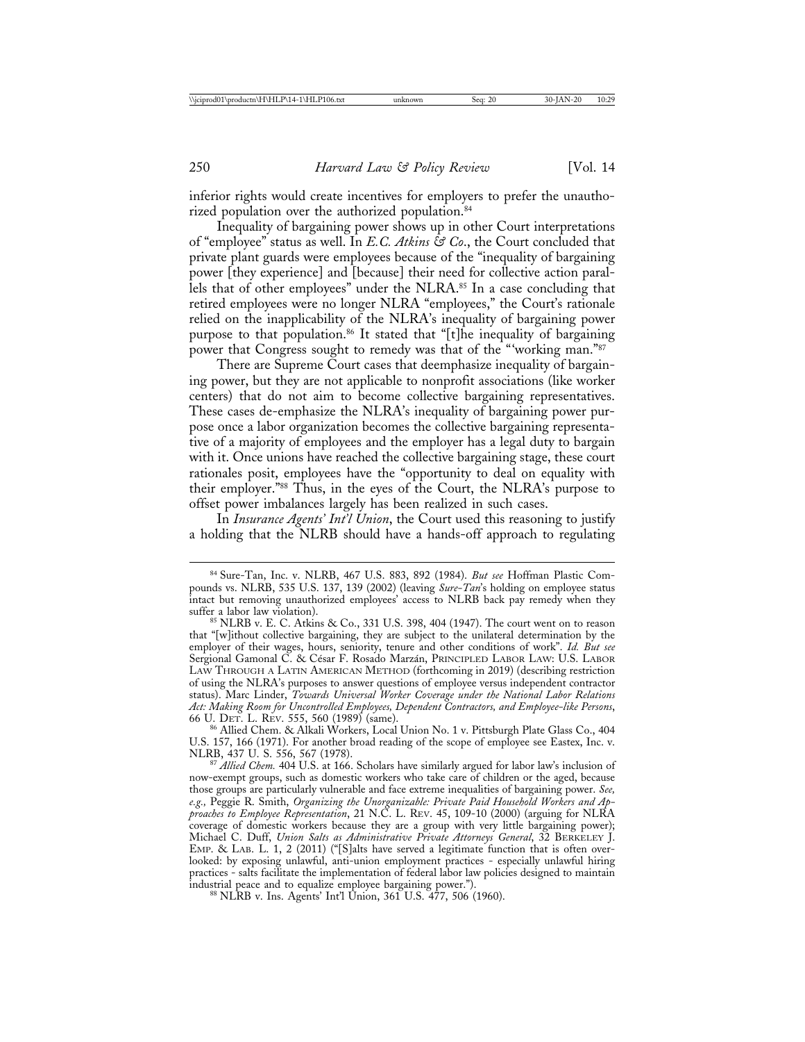inferior rights would create incentives for employers to prefer the unauthorized population over the authorized population.[84]

Inequality of bargaining power shows up in other Court interpretations of "employee" status as well. In *E.C. Atkins & Co*., the Court concluded that private plant guards were employees because of the "inequality of bargaining power [they experience] and [because] their need for collective action parallels that of other employees" under the NLRA.[85] In a case concluding that retired employees were no longer NLRA "employees," the Court's rationale relied on the inapplicability of the NLRA's inequality of bargaining power purpose to that population.[86] It stated that "[t]he inequality of bargaining power that Congress sought to remedy was that of the "'working man."[87]

There are Supreme Court cases that deemphasize inequality of bargaining power, but they are not applicable to nonprofit associations (like worker centers) that do not aim to become collective bargaining representatives. These cases de-emphasize the NLRA's inequality of bargaining power purpose once a labor organization becomes the collective bargaining representative of a majority of employees and the employer has a legal duty to bargain with it. Once unions have reached the collective bargaining stage, these court rationales posit, employees have the "opportunity to deal on equality with their employer."[88] Thus, in the eyes of the Court, the NLRA's purpose to offset power imbalances largely has been realized in such cases.

In *Insurance Agents' Int'l Union*, the Court used this reasoning to justify a holding that the NLRB should have a hands-off approach to regulating

---

[84] Sure-Tan, Inc. v. NLRB, 467 U.S. 883, 892 (1984). *But see* Hoffman Plastic Compounds vs. NLRB, 535 U.S. 137, 139 (2002) (leaving *Sure-Tan*'s holding on employee status intact but removing unauthorized employees' access to NLRB back pay remedy when they suffer a labor law violation).

[85] NLRB v. E. C. Atkins & Co., 331 U.S. 398, 404 (1947). The court went on to reason that "[w]ithout collective bargaining, they are subject to the unilateral determination by the employer of their wages, hours, seniority, tenure and other conditions of work". *Id. But see* Sergional Gamonal C. & César F. Rosado Marzán, PRINCIPLED LABOR LAW: U.S. LABOR LAW THROUGH A LATIN AMERICAN METHOD (forthcoming in 2019) (describing restriction of using the NLRA's purposes to answer questions of employee versus independent contractor status). Marc Linder, *Towards Universal Worker Coverage under the National Labor Relations Act: Making Room for Uncontrolled Employees, Dependent Contractors, and Employee-like Persons*, 66 U. DET. L. REV. 555, 560 (1989) (same).

[86] Allied Chem. & Alkali Workers, Local Union No. 1 v. Pittsburgh Plate Glass Co., 404 U.S. 157, 166 (1971). For another broad reading of the scope of employee see Eastex, Inc. v. NLRB, 437 U. S. 556, 567 (1978).

[87] *Allied Chem.* 404 U.S. at 166. Scholars have similarly argued for labor law's inclusion of now-exempt groups, such as domestic workers who take care of children or the aged, because those groups are particularly vulnerable and face extreme inequalities of bargaining power. *See, e.g.,* Peggie R. Smith, *Organizing the Unorganizable: Private Paid Household Workers and Approaches to Employee Representation*, 21 N.C. L. REV. 45, 109-10 (2000) (arguing for NLRA coverage of domestic workers because they are a group with very little bargaining power); Michael C. Duff, *Union Salts as Administrative Private Attorneys General*, 32 BERKELEY J. EMP. & LAB. L. 1, 2 (2011) ("[S]alts have served a legitimate function that is often overlooked: by exposing unlawful, anti-union employment practices - especially unlawful hiring practices - salts facilitate the implementation of federal labor law policies designed to maintain industrial peace and to equalize employee bargaining power.").

[88] NLRB v. Ins. Agents' Int'l Union, 361 U.S. 477, 506 (1960).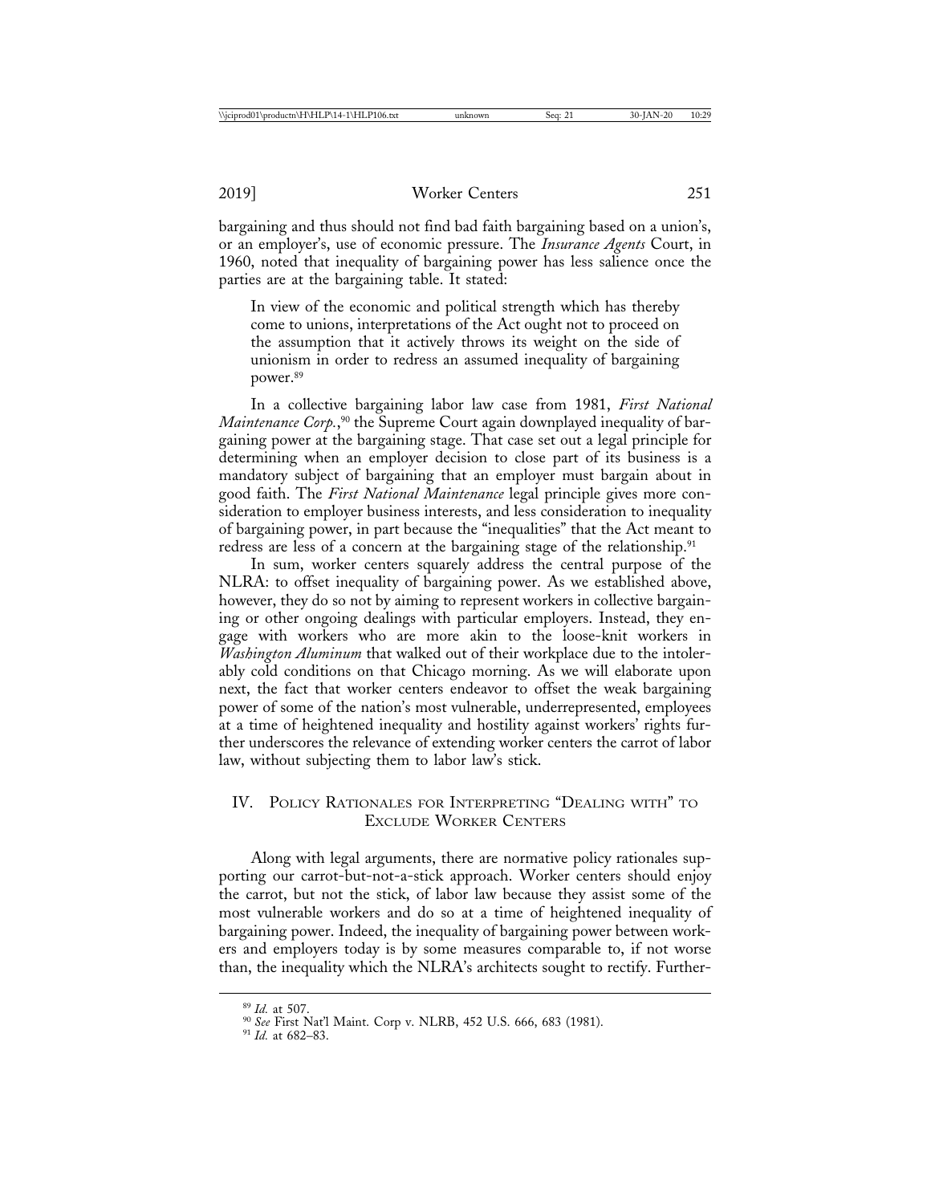bargaining and thus should not find bad faith bargaining based on a union's, or an employer's, use of economic pressure. The *Insurance Agents* Court, in 1960, noted that inequality of bargaining power has less salience once the parties are at the bargaining table. It stated:

> In view of the economic and political strength which has thereby come to unions, interpretations of the Act ought not to proceed on the assumption that it actively throws its weight on the side of unionism in order to redress an assumed inequality of bargaining power.[89]

In a collective bargaining labor law case from 1981, *First National Maintenance Corp.*,[90] the Supreme Court again downplayed inequality of bargaining power at the bargaining stage. That case set out a legal principle for determining when an employer decision to close part of its business is a mandatory subject of bargaining that an employer must bargain about in good faith. The *First National Maintenance* legal principle gives more consideration to employer business interests, and less consideration to inequality of bargaining power, in part because the "inequalities" that the Act meant to redress are less of a concern at the bargaining stage of the relationship.[91]

In sum, worker centers squarely address the central purpose of the NLRA: to offset inequality of bargaining power. As we established above, however, they do so not by aiming to represent workers in collective bargaining or other ongoing dealings with particular employers. Instead, they engage with workers who are more akin to the loose-knit workers in *Washington Aluminum* that walked out of their workplace due to the intolerably cold conditions on that Chicago morning. As we will elaborate upon next, the fact that worker centers endeavor to offset the weak bargaining power of some of the nation's most vulnerable, underrepresented, employees at a time of heightened inequality and hostility against workers' rights further underscores the relevance of extending worker centers the carrot of labor law, without subjecting them to labor law's stick.

## IV. Policy Rationales for Interpreting "Dealing with" to Exclude Worker Centers

Along with legal arguments, there are normative policy rationales supporting our carrot-but-not-a-stick approach. Worker centers should enjoy the carrot, but not the stick, of labor law because they assist some of the most vulnerable workers and do so at a time of heightened inequality of bargaining power. Indeed, the inequality of bargaining power between workers and employers today is by some measures comparable to, if not worse than, the inequality which the NLRA's architects sought to rectify. Further-

---

[89] *Id.* at 507.

[90] *See* First Nat'l Maint. Corp v. NLRB, 452 U.S. 666, 683 (1981).

[91] *Id.* at 682–83.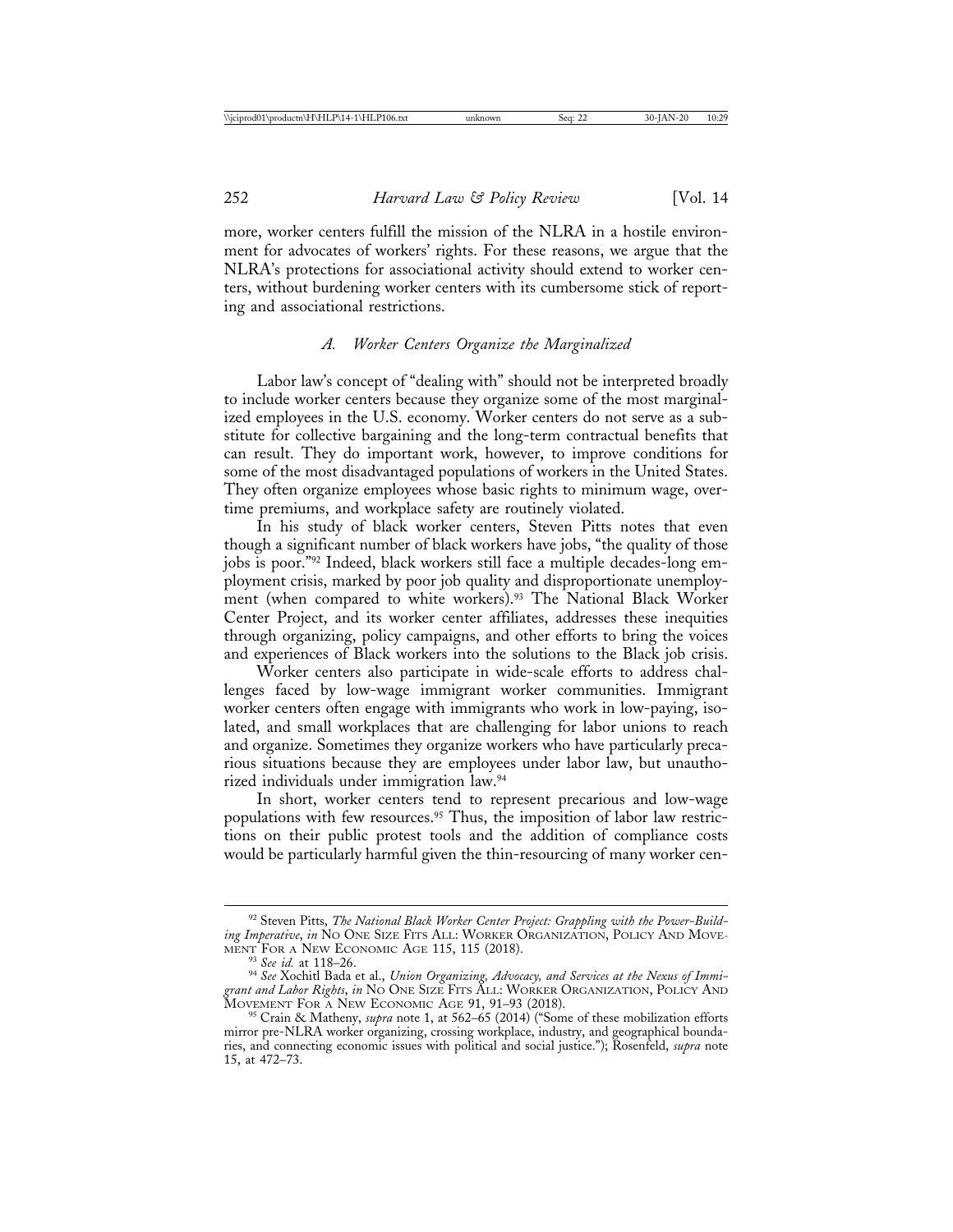more, worker centers fulfill the mission of the NLRA in a hostile environment for advocates of workers' rights. For these reasons, we argue that the NLRA's protections for associational activity should extend to worker centers, without burdening worker centers with its cumbersome stick of reporting and associational restrictions.

### *A. Worker Centers Organize the Marginalized*

Labor law's concept of "dealing with" should not be interpreted broadly to include worker centers because they organize some of the most marginalized employees in the U.S. economy. Worker centers do not serve as a substitute for collective bargaining and the long-term contractual benefits that can result. They do important work, however, to improve conditions for some of the most disadvantaged populations of workers in the United States. They often organize employees whose basic rights to minimum wage, overtime premiums, and workplace safety are routinely violated.

In his study of black worker centers, Steven Pitts notes that even though a significant number of black workers have jobs, "the quality of those jobs is poor."[92] Indeed, black workers still face a multiple decades-long employment crisis, marked by poor job quality and disproportionate unemployment (when compared to white workers).[93] The National Black Worker Center Project, and its worker center affiliates, addresses these inequities through organizing, policy campaigns, and other efforts to bring the voices and experiences of Black workers into the solutions to the Black job crisis.

Worker centers also participate in wide-scale efforts to address challenges faced by low-wage immigrant worker communities. Immigrant worker centers often engage with immigrants who work in low-paying, isolated, and small workplaces that are challenging for labor unions to reach and organize. Sometimes they organize workers who have particularly precarious situations because they are employees under labor law, but unauthorized individuals under immigration law.[94]

In short, worker centers tend to represent precarious and low-wage populations with few resources.[95] Thus, the imposition of labor law restrictions on their public protest tools and the addition of compliance costs would be particularly harmful given the thin-resourcing of many worker cen-

---

[92] Steven Pitts, *The National Black Worker Center Project: Grappling with the Power-Building Imperative*, *in* NO ONE SIZE FITS ALL: WORKER ORGANIZATION, POLICY AND MOVEMENT FOR A NEW ECONOMIC AGE 115, 115 (2018).

[93] *See id.* at 118–26.

[94] *See* Xochitl Bada et al., *Union Organizing, Advocacy, and Services at the Nexus of Immigrant and Labor Rights*, *in* NO ONE SIZE FITS ALL: WORKER ORGANIZATION, POLICY AND MOVEMENT FOR A NEW ECONOMIC AGE 91, 91–93 (2018).

[95] Crain & Matheny, *supra* note 1, at 562–65 (2014) ("Some of these mobilization efforts mirror pre-NLRA worker organizing, crossing workplace, industry, and geographical boundaries, and connecting economic issues with political and social justice."); Rosenfeld, *supra* note 15, at 472–73.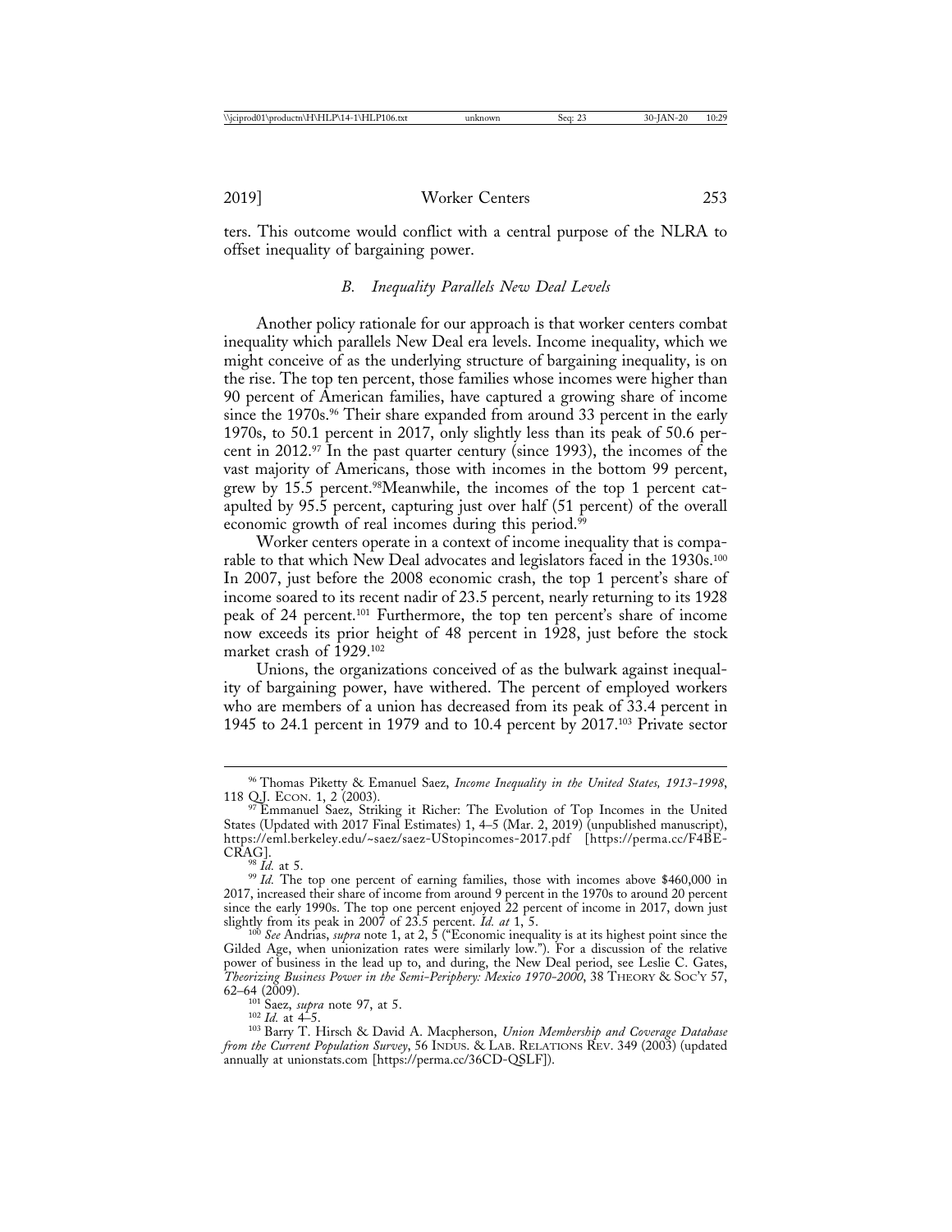ters. This outcome would conflict with a central purpose of the NLRA to offset inequality of bargaining power.

### *B. Inequality Parallels New Deal Levels*

Another policy rationale for our approach is that worker centers combat inequality which parallels New Deal era levels. Income inequality, which we might conceive of as the underlying structure of bargaining inequality, is on the rise. The top ten percent, those families whose incomes were higher than 90 percent of American families, have captured a growing share of income since the 1970s.[96] Their share expanded from around 33 percent in the early 1970s, to 50.1 percent in 2017, only slightly less than its peak of 50.6 percent in 2012.[97] In the past quarter century (since 1993), the incomes of the vast majority of Americans, those with incomes in the bottom 99 percent, grew by 15.5 percent.[98]Meanwhile, the incomes of the top 1 percent catapulted by 95.5 percent, capturing just over half (51 percent) of the overall economic growth of real incomes during this period.[99]

Worker centers operate in a context of income inequality that is comparable to that which New Deal advocates and legislators faced in the 1930s.[100] In 2007, just before the 2008 economic crash, the top 1 percent's share of income soared to its recent nadir of 23.5 percent, nearly returning to its 1928 peak of 24 percent.[101] Furthermore, the top ten percent's share of income now exceeds its prior height of 48 percent in 1928, just before the stock market crash of 1929.[102]

Unions, the organizations conceived of as the bulwark against inequality of bargaining power, have withered. The percent of employed workers who are members of a union has decreased from its peak of 33.4 percent in 1945 to 24.1 percent in 1979 and to 10.4 percent by 2017.[103] Private sector

---

[96] Thomas Piketty & Emanuel Saez, *Income Inequality in the United States, 1913-1998*, 118 Q.J. ECON. 1, 2 (2003).

[97] Emmanuel Saez, Striking it Richer: The Evolution of Top Incomes in the United States (Updated with 2017 Final Estimates) 1, 4–5 (Mar. 2, 2019) (unpublished manuscript), https://eml.berkeley.edu/~saez/saez-UStopincomes-2017.pdf [https://perma.cc/F4BE-CRAG].

[98] *Id.* at 5.

[99] *Id.* The top one percent of earning families, those with incomes above $460,000 in 2017, increased their share of income from around 9 percent in the 1970s to around 20 percent since the early 1990s. The top one percent enjoyed 22 percent of income in 2017, down just slightly from its peak in 2007 of 23.5 percent. *Id. at* 1, 5.

[100] *See* Andrias, *supra* note 1, at 2, 5 ("Economic inequality is at its highest point since the Gilded Age, when unionization rates were similarly low."). For a discussion of the relative power of business in the lead up to, and during, the New Deal period, see Leslie C. Gates, *Theorizing Business Power in the Semi-Periphery: Mexico 1970-2000*, 38 THEORY & SOC'Y 57, 62–64 (2009).

[101] Saez, *supra* note 97, at 5.

[102] *Id.* at 4–5.

[103] Barry T. Hirsch & David A. Macpherson, *Union Membership and Coverage Database from the Current Population Survey*, 56 INDUS. & LAB. RELATIONS REV. 349 (2003) (updated annually at unionstats.com [https://perma.cc/36CD-QSLF]).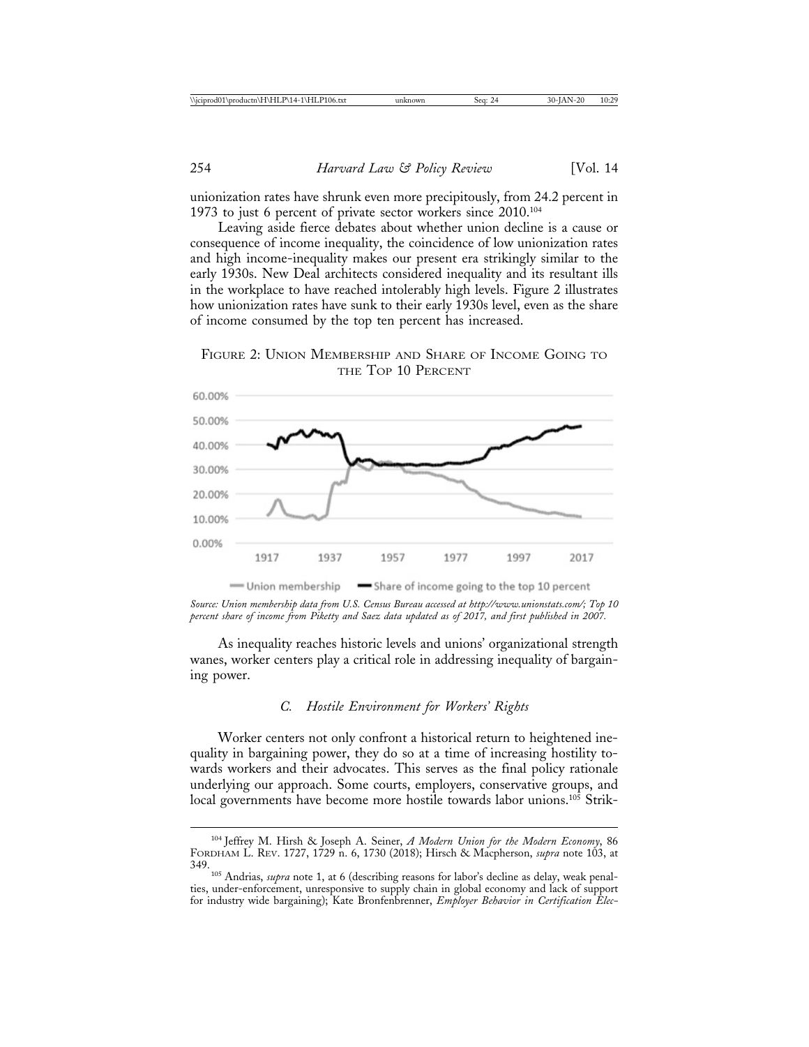unionization rates have shrunk even more precipitously, from 24.2 percent in 1973 to just 6 percent of private sector workers since 2010.[104]

Leaving aside fierce debates about whether union decline is a cause or consequence of income inequality, the coincidence of low unionization rates and high income-inequality makes our present era strikingly similar to the early 1930s. New Deal architects considered inequality and its resultant ills in the workplace to have reached intolerably high levels. Figure 2 illustrates how unionization rates have sunk to their early 1930s level, even as the share of income consumed by the top ten percent has increased.

FIGURE 2: UNION MEMBERSHIP AND SHARE OF INCOME GOING TO THE TOP 10 PERCENT

*Source: Union membership data from U.S. Census Bureau accessed at http://www.unionstats.com/; Top 10 percent share of income from Piketty and Saez data updated as of 2017, and first published in 2007.*

As inequality reaches historic levels and unions' organizational strength wanes, worker centers play a critical role in addressing inequality of bargaining power.

### *C. Hostile Environment for Workers' Rights*

Worker centers not only confront a historical return to heightened inequality in bargaining power, they do so at a time of increasing hostility towards workers and their advocates. This serves as the final policy rationale underlying our approach. Some courts, employers, conservative groups, and local governments have become more hostile towards labor unions.[105] Strik-

---

[104] Jeffrey M. Hirsh & Joseph A. Seiner, *A Modern Union for the Modern Economy*, 86 FORDHAM L. REV. 1727, 1729 n. 6, 1730 (2018); Hirsch & Macpherson, *supra* note 103, at 349.

[105] Andrias, *supra* note 1, at 6 (describing reasons for labor's decline as delay, weak penalties, under-enforcement, unresponsive to supply chain in global economy and lack of support for industry wide bargaining); Kate Bronfenbrenner, *Employer Behavior in Certification Elec-*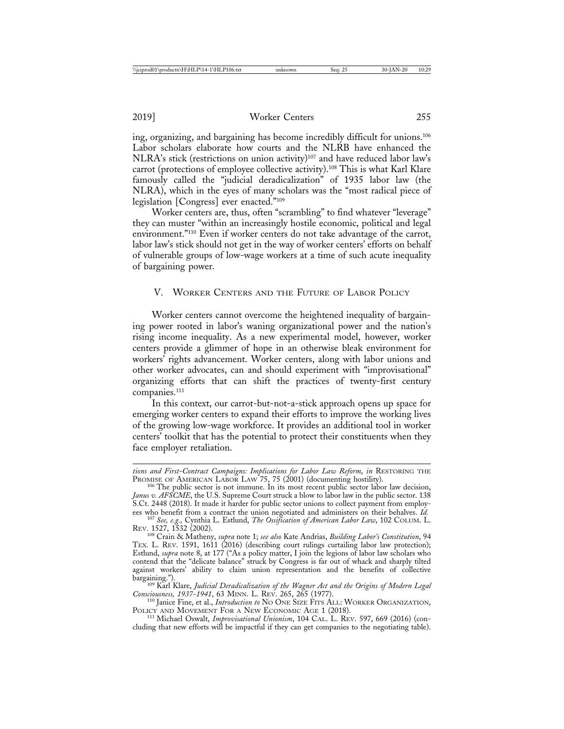ing, organizing, and bargaining has become incredibly difficult for unions.[106] Labor scholars elaborate how courts and the NLRB have enhanced the NLRA's stick (restrictions on union activity)[107] and have reduced labor law's carrot (protections of employee collective activity).[108] This is what Karl Klare famously called the "judicial deradicalization" of 1935 labor law (the NLRA), which in the eyes of many scholars was the "most radical piece of legislation [Congress] ever enacted."[109]

Worker centers are, thus, often "scrambling" to find whatever "leverage" they can muster "within an increasingly hostile economic, political and legal environment."[110] Even if worker centers do not take advantage of the carrot, labor law's stick should not get in the way of worker centers' efforts on behalf of vulnerable groups of low-wage workers at a time of such acute inequality of bargaining power.

## V. Worker Centers and the Future of Labor Policy

Worker centers cannot overcome the heightened inequality of bargaining power rooted in labor's waning organizational power and the nation's rising income inequality. As a new experimental model, however, worker centers provide a glimmer of hope in an otherwise bleak environment for workers' rights advancement. Worker centers, along with labor unions and other worker advocates, can and should experiment with "improvisational" organizing efforts that can shift the practices of twenty-first century companies.[111]

In this context, our carrot-but-not-a-stick approach opens up space for emerging worker centers to expand their efforts to improve the working lives of the growing low-wage workforce. It provides an additional tool in worker centers' toolkit that has the potential to protect their constituents when they face employer retaliation.

---

*tions and First-Contract Campaigns: Implications for Labor Law Reform*, *in* Restoring the Promise of American Labor Law 75, 75 (2001) (documenting hostility).

[106] The public sector is not immune. In its most recent public sector labor law decision, *Janus v. AFSCME*, the U.S. Supreme Court struck a blow to labor law in the public sector. 138 S.Ct. 2448 (2018). It made it harder for public sector unions to collect payment from employees who benefit from a contract the union negotiated and administers on their behalves. *Id.*

[107] *See, e.g.,* Cynthia L. Estlund, *The Ossification of American Labor Law*, 102 Colum. L. Rev. 1527, 1532 (2002).

[108] Crain & Matheny, *supra* note 1; *see also* Kate Andrias, *Building Labor's Constitution*, 94 Tex. L. Rev. 1591, 1611 (2016) (describing court rulings curtailing labor law protection); Estlund, *supra* note 8, at 177 ("As a policy matter, I join the legions of labor law scholars who contend that the "delicate balance" struck by Congress is far out of whack and sharply tilted against workers' ability to claim union representation and the benefits of collective bargaining.").

[109] Karl Klare, *Judicial Deradicalization of the Wagner Act and the Origins of Modern Legal Consciousness, 1937-1941*, 63 Minn. L. Rev. 265, 265 (1977).

[110] Janice Fine, et al., *Introduction to* No One Size Fits All: Worker Organization, Policy and Movement For a New Economic Age 1 (2018).

[111] Michael Oswalt, *Improvisational Unionism*, 104 Cal. L. Rev. 597, 669 (2016) (concluding that new efforts will be impactful if they can get companies to the negotiating table).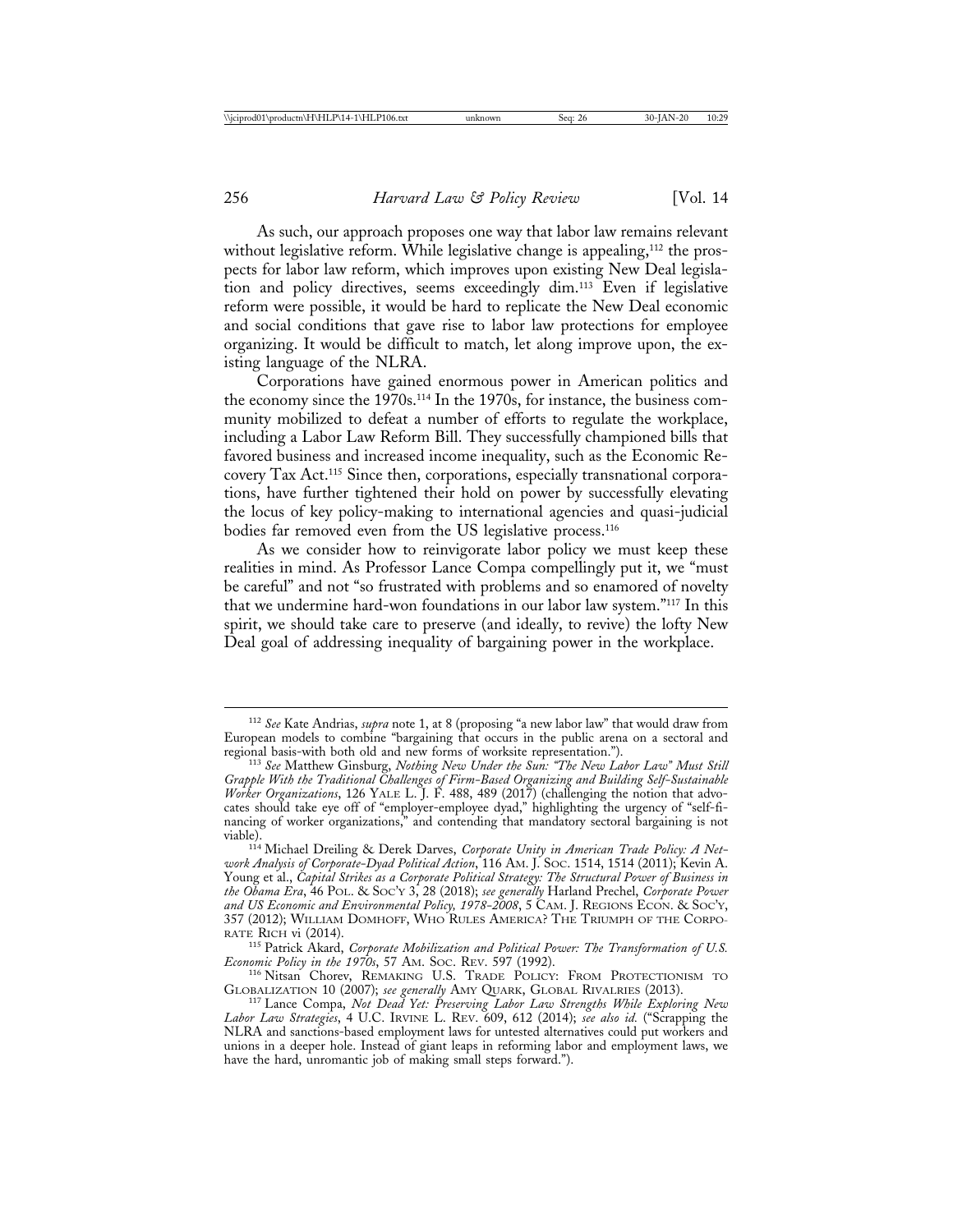As such, our approach proposes one way that labor law remains relevant without legislative reform. While legislative change is appealing,[112] the prospects for labor law reform, which improves upon existing New Deal legislation and policy directives, seems exceedingly dim.[113] Even if legislative reform were possible, it would be hard to replicate the New Deal economic and social conditions that gave rise to labor law protections for employee organizing. It would be difficult to match, let along improve upon, the existing language of the NLRA.

Corporations have gained enormous power in American politics and the economy since the 1970s.[114] In the 1970s, for instance, the business community mobilized to defeat a number of efforts to regulate the workplace, including a Labor Law Reform Bill. They successfully championed bills that favored business and increased income inequality, such as the Economic Recovery Tax Act.[115] Since then, corporations, especially transnational corporations, have further tightened their hold on power by successfully elevating the locus of key policy-making to international agencies and quasi-judicial bodies far removed even from the US legislative process.[116]

As we consider how to reinvigorate labor policy we must keep these realities in mind. As Professor Lance Compa compellingly put it, we "must be careful" and not "so frustrated with problems and so enamored of novelty that we undermine hard-won foundations in our labor law system."[117] In this spirit, we should take care to preserve (and ideally, to revive) the lofty New Deal goal of addressing inequality of bargaining power in the workplace.

---

[112] *See* Kate Andrias, *supra* note 1, at 8 (proposing "a new labor law" that would draw from European models to combine "bargaining that occurs in the public arena on a sectoral and regional basis-with both old and new forms of worksite representation.").

[113] *See* Matthew Ginsburg, *Nothing New Under the Sun: "The New Labor Law" Must Still Grapple With the Traditional Challenges of Firm-Based Organizing and Building Self-Sustainable Worker Organizations*, 126 YALE L. J. F. 488, 489 (2017) (challenging the notion that advocates should take eye off of "employer-employee dyad," highlighting the urgency of "self-financing of worker organizations," and contending that mandatory sectoral bargaining is not viable).

[114] Michael Dreiling & Derek Darves, *Corporate Unity in American Trade Policy: A Network Analysis of Corporate-Dyad Political Action*, 116 AM. J. SOC. 1514, 1514 (2011); Kevin A. Young et al., *Capital Strikes as a Corporate Political Strategy: The Structural Power of Business in the Obama Era*, 46 POL. & SOC'Y 3, 28 (2018); *see generally* Harland Prechel, *Corporate Power and US Economic and Environmental Policy, 1978-2008*, 5 CAM. J. REGIONS ECON. & SOC'Y, 357 (2012); WILLIAM DOMHOFF, WHO RULES AMERICA? THE TRIUMPH OF THE CORPORATE RICH vi (2014).

[115] Patrick Akard, *Corporate Mobilization and Political Power: The Transformation of U.S. Economic Policy in the 1970s*, 57 AM. SOC. REV. 597 (1992).

[116] Nitsan Chorev, REMAKING U.S. TRADE POLICY: FROM PROTECTIONISM TO GLOBALIZATION 10 (2007); *see generally* AMY QUARK, GLOBAL RIVALRIES (2013).

[117] Lance Compa, *Not Dead Yet: Preserving Labor Law Strengths While Exploring New Labor Law Strategies*, 4 U.C. IRVINE L. REV. 609, 612 (2014); *see also id.* ("Scrapping the NLRA and sanctions-based employment laws for untested alternatives could put workers and unions in a deeper hole. Instead of giant leaps in reforming labor and employment laws, we have the hard, unromantic job of making small steps forward.").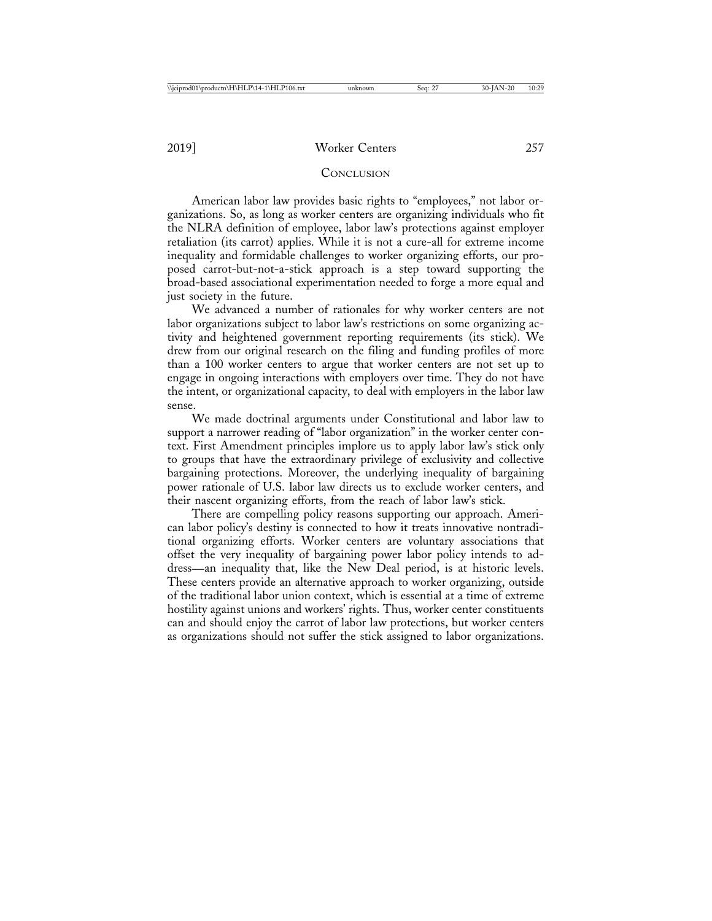## CONCLUSION

American labor law provides basic rights to "employees," not labor organizations. So, as long as worker centers are organizing individuals who fit the NLRA definition of employee, labor law's protections against employer retaliation (its carrot) applies. While it is not a cure-all for extreme income inequality and formidable challenges to worker organizing efforts, our proposed carrot-but-not-a-stick approach is a step toward supporting the broad-based associational experimentation needed to forge a more equal and just society in the future.

We advanced a number of rationales for why worker centers are not labor organizations subject to labor law's restrictions on some organizing activity and heightened government reporting requirements (its stick). We drew from our original research on the filing and funding profiles of more than a 100 worker centers to argue that worker centers are not set up to engage in ongoing interactions with employers over time. They do not have the intent, or organizational capacity, to deal with employers in the labor law sense.

We made doctrinal arguments under Constitutional and labor law to support a narrower reading of "labor organization" in the worker center context. First Amendment principles implore us to apply labor law's stick only to groups that have the extraordinary privilege of exclusivity and collective bargaining protections. Moreover, the underlying inequality of bargaining power rationale of U.S. labor law directs us to exclude worker centers, and their nascent organizing efforts, from the reach of labor law's stick.

There are compelling policy reasons supporting our approach. American labor policy's destiny is connected to how it treats innovative nontraditional organizing efforts. Worker centers are voluntary associations that offset the very inequality of bargaining power labor policy intends to address—an inequality that, like the New Deal period, is at historic levels. These centers provide an alternative approach to worker organizing, outside of the traditional labor union context, which is essential at a time of extreme hostility against unions and workers' rights. Thus, worker center constituents can and should enjoy the carrot of labor law protections, but worker centers as organizations should not suffer the stick assigned to labor organizations.